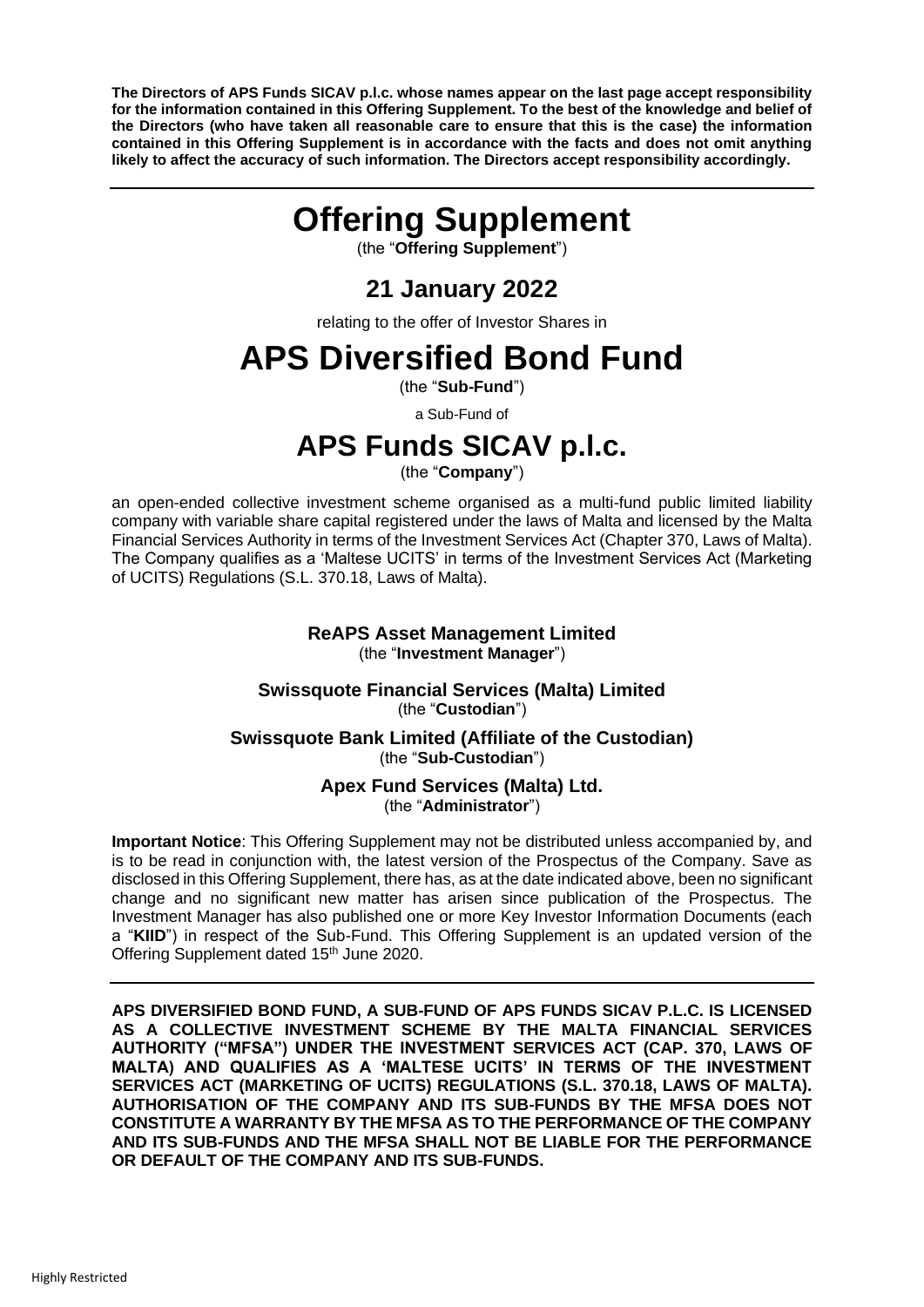**The Directors of APS Funds SICAV p.l.c. whose names appear on the last page accept responsibility for the information contained in this Offering Supplement. To the best of the knowledge and belief of the Directors (who have taken all reasonable care to ensure that this is the case) the information contained in this Offering Supplement is in accordance with the facts and does not omit anything likely to affect the accuracy of such information. The Directors accept responsibility accordingly.**

---

# Offering Supplement

(the "**Offering Supplement**")

## 21 January 2022

relating to the offer of Investor Shares in

# APS Diversified Bond Fund

(the "**Sub-Fund**")

a Sub-Fund of

# APS Funds SICAV p.l.c.

(the "**Company**")

an open-ended collective investment scheme organised as a multi-fund public limited liability company with variable share capital registered under the laws of Malta and licensed by the Malta Financial Services Authority in terms of the Investment Services Act (Chapter 370, Laws of Malta). The Company qualifies as a 'Maltese UCITS' in terms of the Investment Services Act (Marketing of UCITS) Regulations (S.L. 370.18, Laws of Malta).

**ReAPS Asset Management Limited**
(the "**Investment Manager**")

**Swissquote Financial Services (Malta) Limited**
(the "**Custodian**")

**Swissquote Bank Limited (Affiliate of the Custodian)**
(the "**Sub-Custodian**")

**Apex Fund Services (Malta) Ltd.**
(the "**Administrator**")

**Important Notice**: This Offering Supplement may not be distributed unless accompanied by, and is to be read in conjunction with, the latest version of the Prospectus of the Company. Save as disclosed in this Offering Supplement, there has, as at the date indicated above, been no significant change and no significant new matter has arisen since publication of the Prospectus. The Investment Manager has also published one or more Key Investor Information Documents (each a "**KIID**") in respect of the Sub-Fund. This Offering Supplement is an updated version of the Offering Supplement dated 15th June 2020.

---

**APS DIVERSIFIED BOND FUND, A SUB-FUND OF APS FUNDS SICAV P.L.C. IS LICENSED AS A COLLECTIVE INVESTMENT SCHEME BY THE MALTA FINANCIAL SERVICES AUTHORITY ("MFSA") UNDER THE INVESTMENT SERVICES ACT (CAP. 370, LAWS OF MALTA) AND QUALIFIES AS A 'MALTESE UCITS' IN TERMS OF THE INVESTMENT SERVICES ACT (MARKETING OF UCITS) REGULATIONS (S.L. 370.18, LAWS OF MALTA). AUTHORISATION OF THE COMPANY AND ITS SUB-FUNDS BY THE MFSA DOES NOT CONSTITUTE A WARRANTY BY THE MFSA AS TO THE PERFORMANCE OF THE COMPANY AND ITS SUB-FUNDS AND THE MFSA SHALL NOT BE LIABLE FOR THE PERFORMANCE OR DEFAULT OF THE COMPANY AND ITS SUB-FUNDS.**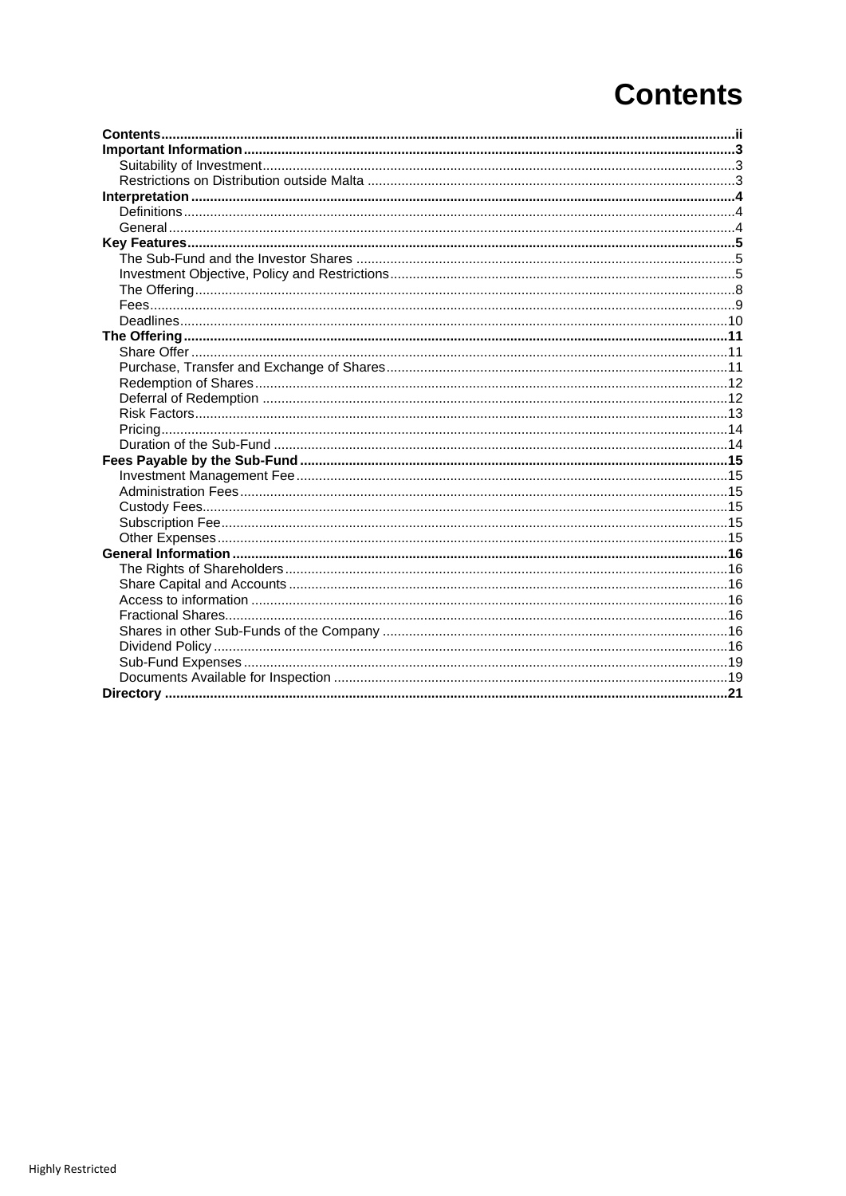# Contents

**Contents** ii
**Important Information** 3
- Suitability of Investment 3
- Restrictions on Distribution outside Malta 3

**Interpretation** 4
- Definitions 4
- General 4

**Key Features** 5
- The Sub-Fund and the Investor Shares 5
- Investment Objective, Policy and Restrictions 5
- The Offering 8
- Fees 9
- Deadlines 10

**The Offering** 11
- Share Offer 11
- Purchase, Transfer and Exchange of Shares 11
- Redemption of Shares 12
- Deferral of Redemption 12
- Risk Factors 13
- Pricing 14
- Duration of the Sub-Fund 14

**Fees Payable by the Sub-Fund** 15
- Investment Management Fee 15
- Administration Fees 15
- Custody Fees 15
- Subscription Fee 15
- Other Expenses 15

**General Information** 16
- The Rights of Shareholders 16
- Share Capital and Accounts 16
- Access to information 16
- Fractional Shares 16
- Shares in other Sub-Funds of the Company 16
- Dividend Policy 16
- Sub-Fund Expenses 19
- Documents Available for Inspection 19

**Directory** 21

Highly Restricted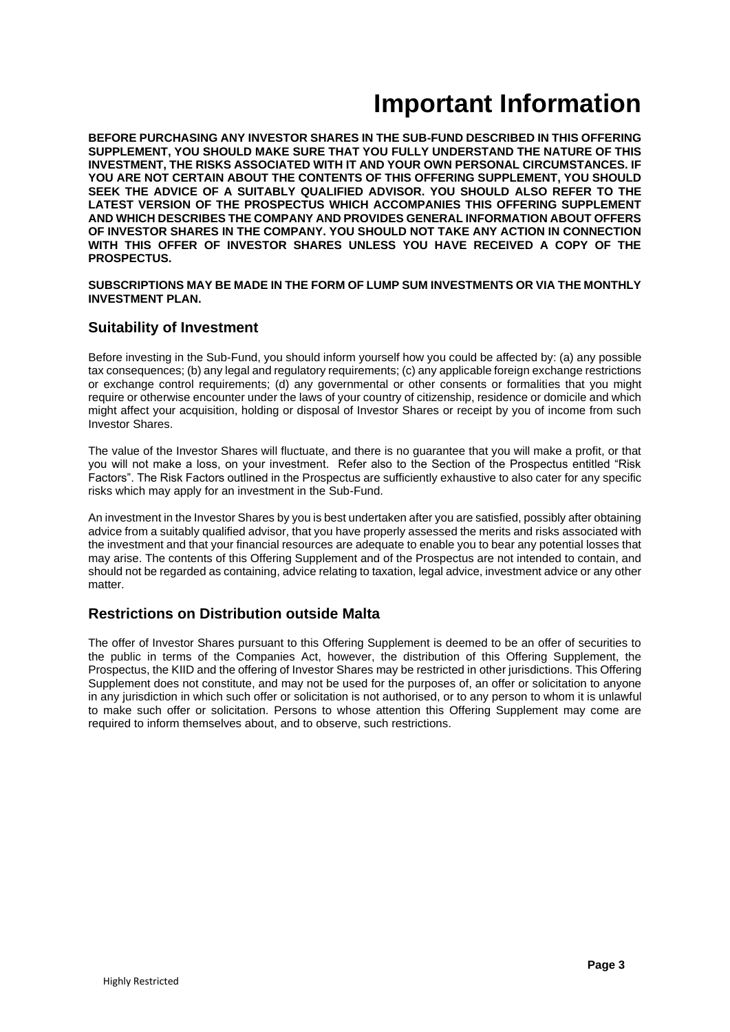# Important Information

**BEFORE PURCHASING ANY INVESTOR SHARES IN THE SUB-FUND DESCRIBED IN THIS OFFERING SUPPLEMENT, YOU SHOULD MAKE SURE THAT YOU FULLY UNDERSTAND THE NATURE OF THIS INVESTMENT, THE RISKS ASSOCIATED WITH IT AND YOUR OWN PERSONAL CIRCUMSTANCES. IF YOU ARE NOT CERTAIN ABOUT THE CONTENTS OF THIS OFFERING SUPPLEMENT, YOU SHOULD SEEK THE ADVICE OF A SUITABLY QUALIFIED ADVISOR. YOU SHOULD ALSO REFER TO THE LATEST VERSION OF THE PROSPECTUS WHICH ACCOMPANIES THIS OFFERING SUPPLEMENT AND WHICH DESCRIBES THE COMPANY AND PROVIDES GENERAL INFORMATION ABOUT OFFERS OF INVESTOR SHARES IN THE COMPANY. YOU SHOULD NOT TAKE ANY ACTION IN CONNECTION WITH THIS OFFER OF INVESTOR SHARES UNLESS YOU HAVE RECEIVED A COPY OF THE PROSPECTUS.**

**SUBSCRIPTIONS MAY BE MADE IN THE FORM OF LUMP SUM INVESTMENTS OR VIA THE MONTHLY INVESTMENT PLAN.**

## Suitability of Investment

Before investing in the Sub-Fund, you should inform yourself how you could be affected by: (a) any possible tax consequences; (b) any legal and regulatory requirements; (c) any applicable foreign exchange restrictions or exchange control requirements; (d) any governmental or other consents or formalities that you might require or otherwise encounter under the laws of your country of citizenship, residence or domicile and which might affect your acquisition, holding or disposal of Investor Shares or receipt by you of income from such Investor Shares.

The value of the Investor Shares will fluctuate, and there is no guarantee that you will make a profit, or that you will not make a loss, on your investment. Refer also to the Section of the Prospectus entitled "Risk Factors". The Risk Factors outlined in the Prospectus are sufficiently exhaustive to also cater for any specific risks which may apply for an investment in the Sub-Fund.

An investment in the Investor Shares by you is best undertaken after you are satisfied, possibly after obtaining advice from a suitably qualified advisor, that you have properly assessed the merits and risks associated with the investment and that your financial resources are adequate to enable you to bear any potential losses that may arise. The contents of this Offering Supplement and of the Prospectus are not intended to contain, and should not be regarded as containing, advice relating to taxation, legal advice, investment advice or any other matter.

## Restrictions on Distribution outside Malta

The offer of Investor Shares pursuant to this Offering Supplement is deemed to be an offer of securities to the public in terms of the Companies Act, however, the distribution of this Offering Supplement, the Prospectus, the KIID and the offering of Investor Shares may be restricted in other jurisdictions. This Offering Supplement does not constitute, and may not be used for the purposes of, an offer or solicitation to anyone in any jurisdiction in which such offer or solicitation is not authorised, or to any person to whom it is unlawful to make such offer or solicitation. Persons to whose attention this Offering Supplement may come are required to inform themselves about, and to observe, such restrictions.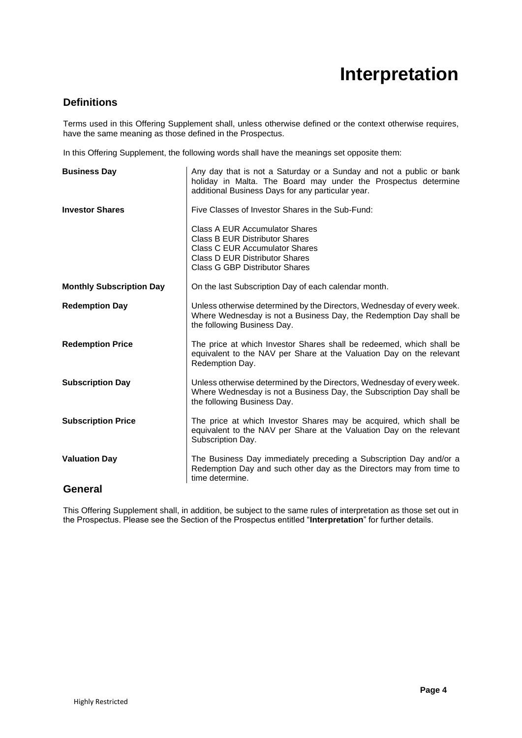# Interpretation

## Definitions

Terms used in this Offering Supplement shall, unless otherwise defined or the context otherwise requires, have the same meaning as those defined in the Prospectus.

In this Offering Supplement, the following words shall have the meanings set opposite them:

| | |
|---|---|
| **Business Day** | Any day that is not a Saturday or a Sunday and not a public or bank holiday in Malta. The Board may under the Prospectus determine additional Business Days for any particular year. |
| **Investor Shares** | Five Classes of Investor Shares in the Sub-Fund:<br><br>Class A EUR Accumulator Shares<br>Class B EUR Distributor Shares<br>Class C EUR Accumulator Shares<br>Class D EUR Distributor Shares<br>Class G GBP Distributor Shares |
| **Monthly Subscription Day** | On the last Subscription Day of each calendar month. |
| **Redemption Day** | Unless otherwise determined by the Directors, Wednesday of every week. Where Wednesday is not a Business Day, the Redemption Day shall be the following Business Day. |
| **Redemption Price** | The price at which Investor Shares shall be redeemed, which shall be equivalent to the NAV per Share at the Valuation Day on the relevant Redemption Day. |
| **Subscription Day** | Unless otherwise determined by the Directors, Wednesday of every week. Where Wednesday is not a Business Day, the Subscription Day shall be the following Business Day. |
| **Subscription Price** | The price at which Investor Shares may be acquired, which shall be equivalent to the NAV per Share at the Valuation Day on the relevant Subscription Day. |
| **Valuation Day** | The Business Day immediately preceding a Subscription Day and/or a Redemption Day and such other day as the Directors may from time to time determine. |

## General

This Offering Supplement shall, in addition, be subject to the same rules of interpretation as those set out in the Prospectus. Please see the Section of the Prospectus entitled "**Interpretation**" for further details.

Highly Restricted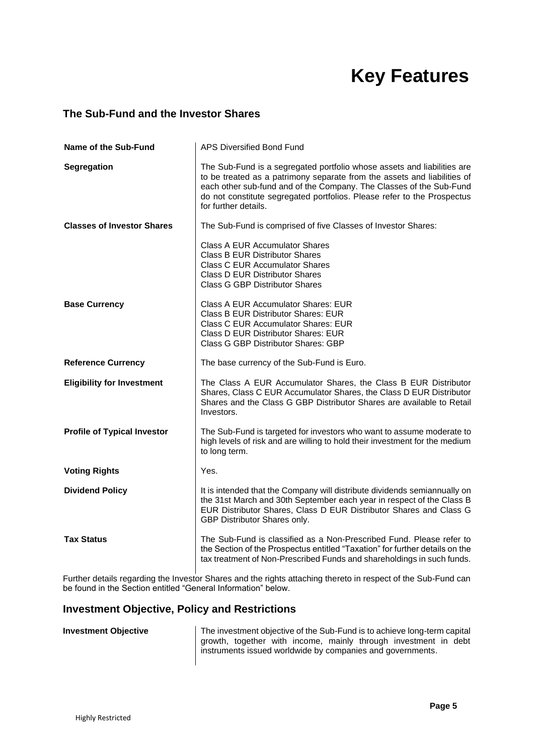# Key Features

## The Sub-Fund and the Investor Shares

| | |
|---|---|
| **Name of the Sub-Fund** | APS Diversified Bond Fund |
| **Segregation** | The Sub-Fund is a segregated portfolio whose assets and liabilities are to be treated as a patrimony separate from the assets and liabilities of each other sub-fund and of the Company. The Classes of the Sub-Fund do not constitute segregated portfolios. Please refer to the Prospectus for further details. |
| **Classes of Investor Shares** | The Sub-Fund is comprised of five Classes of Investor Shares:<br><br>Class A EUR Accumulator Shares<br>Class B EUR Distributor Shares<br>Class C EUR Accumulator Shares<br>Class D EUR Distributor Shares<br>Class G GBP Distributor Shares |
| **Base Currency** | Class A EUR Accumulator Shares: EUR<br>Class B EUR Distributor Shares: EUR<br>Class C EUR Accumulator Shares: EUR<br>Class D EUR Distributor Shares: EUR<br>Class G GBP Distributor Shares: GBP |
| **Reference Currency** | The base currency of the Sub-Fund is Euro. |
| **Eligibility for Investment** | The Class A EUR Accumulator Shares, the Class B EUR Distributor Shares, Class C EUR Accumulator Shares, the Class D EUR Distributor Shares and the Class G GBP Distributor Shares are available to Retail Investors. |
| **Profile of Typical Investor** | The Sub-Fund is targeted for investors who want to assume moderate to high levels of risk and are willing to hold their investment for the medium to long term. |
| **Voting Rights** | Yes. |
| **Dividend Policy** | It is intended that the Company will distribute dividends semiannually on the 31st March and 30th September each year in respect of the Class B EUR Distributor Shares, Class D EUR Distributor Shares and Class G GBP Distributor Shares only. |
| **Tax Status** | The Sub-Fund is classified as a Non-Prescribed Fund. Please refer to the Section of the Prospectus entitled "Taxation" for further details on the tax treatment of Non-Prescribed Funds and shareholdings in such funds. |

Further details regarding the Investor Shares and the rights attaching thereto in respect of the Sub-Fund can be found in the Section entitled "General Information" below.

## Investment Objective, Policy and Restrictions

| | |
|---|---|
| **Investment Objective** | The investment objective of the Sub-Fund is to achieve long-term capital growth, together with income, mainly through investment in debt instruments issued worldwide by companies and governments. |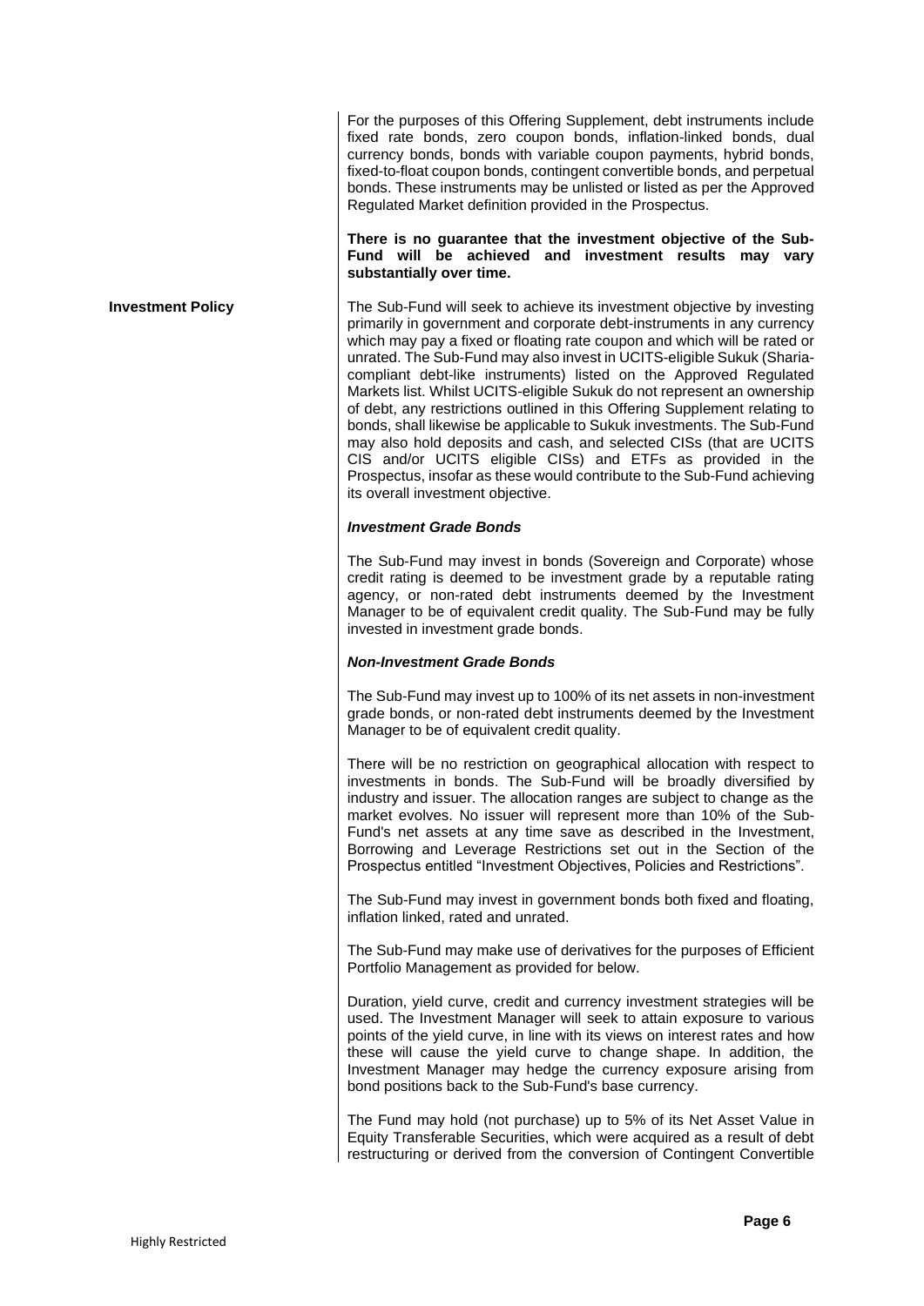For the purposes of this Offering Supplement, debt instruments include fixed rate bonds, zero coupon bonds, inflation-linked bonds, dual currency bonds, bonds with variable coupon payments, hybrid bonds, fixed-to-float coupon bonds, contingent convertible bonds, and perpetual bonds. These instruments may be unlisted or listed as per the Approved Regulated Market definition provided in the Prospectus.

**There is no guarantee that the investment objective of the Sub-Fund will be achieved and investment results may vary substantially over time.**

**Investment Policy**

The Sub-Fund will seek to achieve its investment objective by investing primarily in government and corporate debt-instruments in any currency which may pay a fixed or floating rate coupon and which will be rated or unrated. The Sub-Fund may also invest in UCITS-eligible Sukuk (Sharia-compliant debt-like instruments) listed on the Approved Regulated Markets list. Whilst UCITS-eligible Sukuk do not represent an ownership of debt, any restrictions outlined in this Offering Supplement relating to bonds, shall likewise be applicable to Sukuk investments. The Sub-Fund may also hold deposits and cash, and selected CISs (that are UCITS CIS and/or UCITS eligible CISs) and ETFs as provided in the Prospectus, insofar as these would contribute to the Sub-Fund achieving its overall investment objective.

***Investment Grade Bonds***

The Sub-Fund may invest in bonds (Sovereign and Corporate) whose credit rating is deemed to be investment grade by a reputable rating agency, or non-rated debt instruments deemed by the Investment Manager to be of equivalent credit quality. The Sub-Fund may be fully invested in investment grade bonds.

***Non-Investment Grade Bonds***

The Sub-Fund may invest up to 100% of its net assets in non-investment grade bonds, or non-rated debt instruments deemed by the Investment Manager to be of equivalent credit quality.

There will be no restriction on geographical allocation with respect to investments in bonds. The Sub-Fund will be broadly diversified by industry and issuer. The allocation ranges are subject to change as the market evolves. No issuer will represent more than 10% of the Sub-Fund's net assets at any time save as described in the Investment, Borrowing and Leverage Restrictions set out in the Section of the Prospectus entitled "Investment Objectives, Policies and Restrictions".

The Sub-Fund may invest in government bonds both fixed and floating, inflation linked, rated and unrated.

The Sub-Fund may make use of derivatives for the purposes of Efficient Portfolio Management as provided for below.

Duration, yield curve, credit and currency investment strategies will be used. The Investment Manager will seek to attain exposure to various points of the yield curve, in line with its views on interest rates and how these will cause the yield curve to change shape. In addition, the Investment Manager may hedge the currency exposure arising from bond positions back to the Sub-Fund's base currency.

The Fund may hold (not purchase) up to 5% of its Net Asset Value in Equity Transferable Securities, which were acquired as a result of debt restructuring or derived from the conversion of Contingent Convertible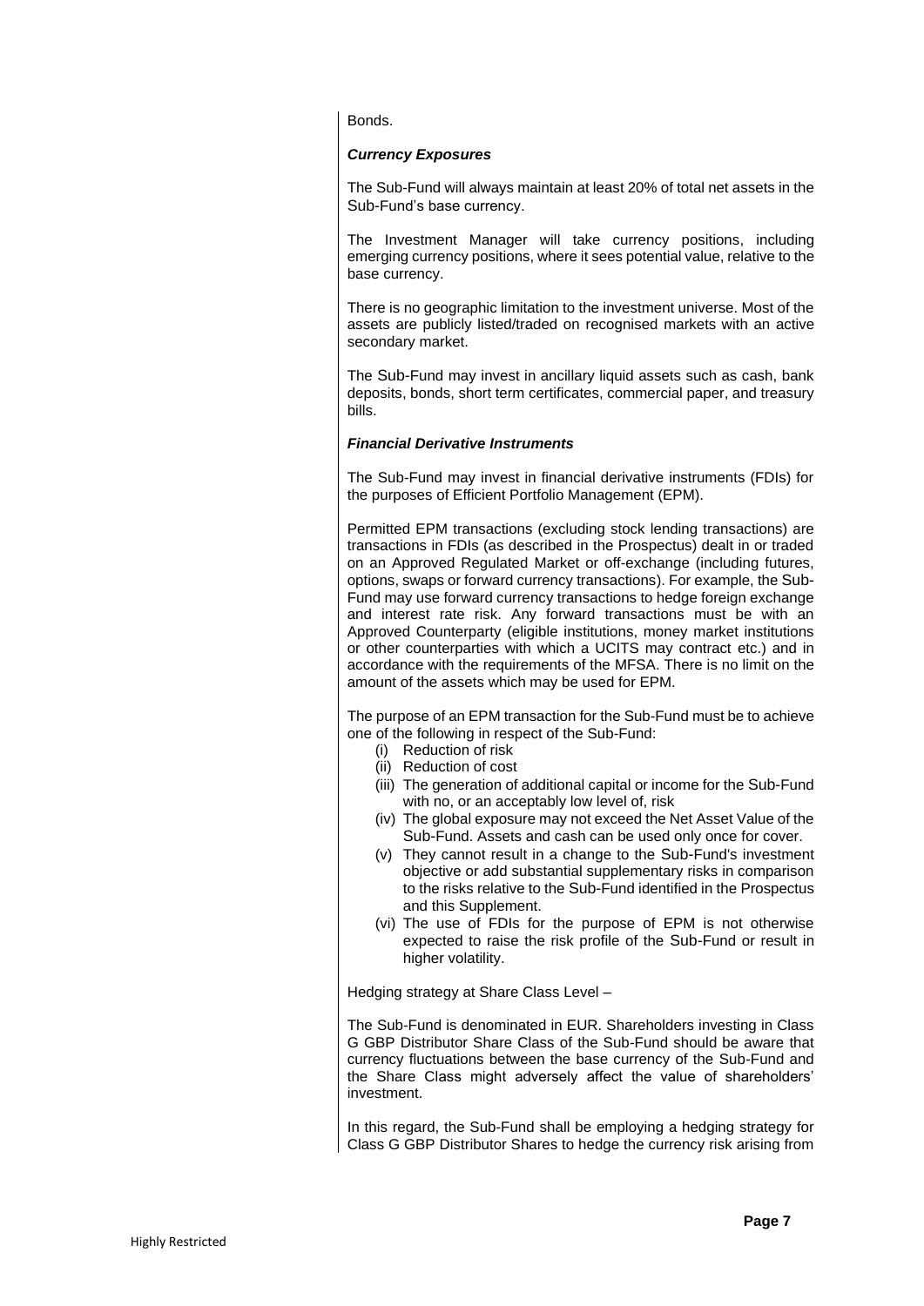Bonds.

***Currency Exposures***

The Sub-Fund will always maintain at least 20% of total net assets in the Sub-Fund's base currency.

The Investment Manager will take currency positions, including emerging currency positions, where it sees potential value, relative to the base currency.

There is no geographic limitation to the investment universe. Most of the assets are publicly listed/traded on recognised markets with an active secondary market.

The Sub-Fund may invest in ancillary liquid assets such as cash, bank deposits, bonds, short term certificates, commercial paper, and treasury bills.

***Financial Derivative Instruments***

The Sub-Fund may invest in financial derivative instruments (FDIs) for the purposes of Efficient Portfolio Management (EPM).

Permitted EPM transactions (excluding stock lending transactions) are transactions in FDIs (as described in the Prospectus) dealt in or traded on an Approved Regulated Market or off-exchange (including futures, options, swaps or forward currency transactions). For example, the Sub-Fund may use forward currency transactions to hedge foreign exchange and interest rate risk. Any forward transactions must be with an Approved Counterparty (eligible institutions, money market institutions or other counterparties with which a UCITS may contract etc.) and in accordance with the requirements of the MFSA. There is no limit on the amount of the assets which may be used for EPM.

The purpose of an EPM transaction for the Sub-Fund must be to achieve one of the following in respect of the Sub-Fund:

(i) Reduction of risk
(ii) Reduction of cost
(iii) The generation of additional capital or income for the Sub-Fund with no, or an acceptably low level of, risk
(iv) The global exposure may not exceed the Net Asset Value of the Sub-Fund. Assets and cash can be used only once for cover.
(v) They cannot result in a change to the Sub-Fund's investment objective or add substantial supplementary risks in comparison to the risks relative to the Sub-Fund identified in the Prospectus and this Supplement.
(vi) The use of FDIs for the purpose of EPM is not otherwise expected to raise the risk profile of the Sub-Fund or result in higher volatility.

Hedging strategy at Share Class Level –

The Sub-Fund is denominated in EUR. Shareholders investing in Class G GBP Distributor Share Class of the Sub-Fund should be aware that currency fluctuations between the base currency of the Sub-Fund and the Share Class might adversely affect the value of shareholders' investment.

In this regard, the Sub-Fund shall be employing a hedging strategy for Class G GBP Distributor Shares to hedge the currency risk arising from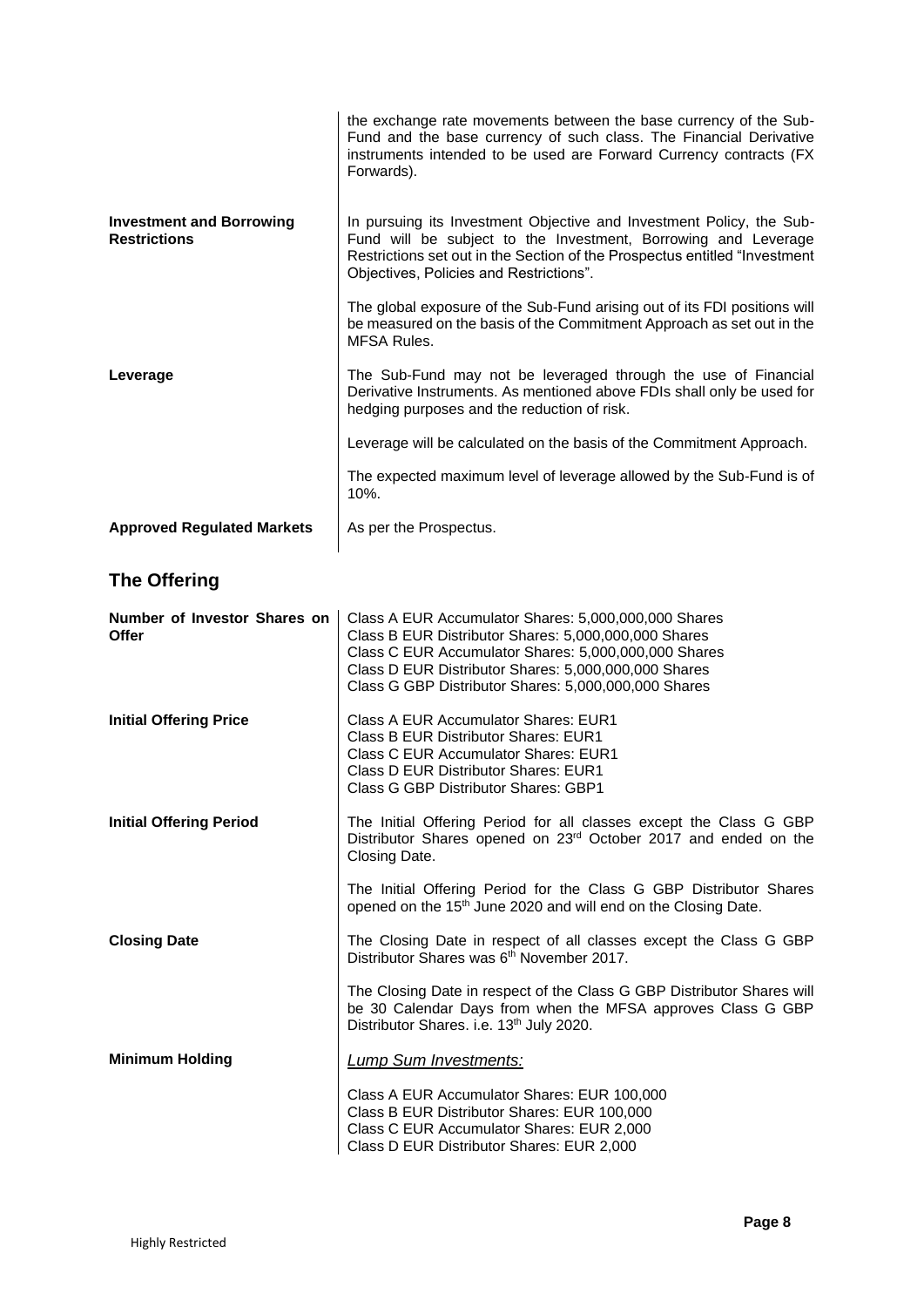| | |
|---|---|
| | the exchange rate movements between the base currency of the Sub-Fund and the base currency of such class. The Financial Derivative instruments intended to be used are Forward Currency contracts (FX Forwards). |
| **Investment and Borrowing Restrictions** | In pursuing its Investment Objective and Investment Policy, the Sub-Fund will be subject to the Investment, Borrowing and Leverage Restrictions set out in the Section of the Prospectus entitled "Investment Objectives, Policies and Restrictions".<br><br>The global exposure of the Sub-Fund arising out of its FDI positions will be measured on the basis of the Commitment Approach as set out in the MFSA Rules. |
| **Leverage** | The Sub-Fund may not be leveraged through the use of Financial Derivative Instruments. As mentioned above FDIs shall only be used for hedging purposes and the reduction of risk.<br><br>Leverage will be calculated on the basis of the Commitment Approach.<br><br>The expected maximum level of leverage allowed by the Sub-Fund is of 10%. |
| **Approved Regulated Markets** | As per the Prospectus. |

## The Offering

| | |
|---|---|
| **Number of Investor Shares on Offer** | Class A EUR Accumulator Shares: 5,000,000,000 Shares<br>Class B EUR Distributor Shares: 5,000,000,000 Shares<br>Class C EUR Accumulator Shares: 5,000,000,000 Shares<br>Class D EUR Distributor Shares: 5,000,000,000 Shares<br>Class G GBP Distributor Shares: 5,000,000,000 Shares |
| **Initial Offering Price** | Class A EUR Accumulator Shares: EUR1<br>Class B EUR Distributor Shares: EUR1<br>Class C EUR Accumulator Shares: EUR1<br>Class D EUR Distributor Shares: EUR1<br>Class G GBP Distributor Shares: GBP1 |
| **Initial Offering Period** | The Initial Offering Period for all classes except the Class G GBP Distributor Shares opened on 23rd October 2017 and ended on the Closing Date.<br><br>The Initial Offering Period for the Class G GBP Distributor Shares opened on the 15th June 2020 and will end on the Closing Date. |
| **Closing Date** | The Closing Date in respect of all classes except the Class G GBP Distributor Shares was 6th November 2017.<br><br>The Closing Date in respect of the Class G GBP Distributor Shares will be 30 Calendar Days from when the MFSA approves Class G GBP Distributor Shares. i.e. 13th July 2020. |
| **Minimum Holding** | *Lump Sum Investments:*<br><br>Class A EUR Accumulator Shares: EUR 100,000<br>Class B EUR Distributor Shares: EUR 100,000<br>Class C EUR Accumulator Shares: EUR 2,000<br>Class D EUR Distributor Shares: EUR 2,000 |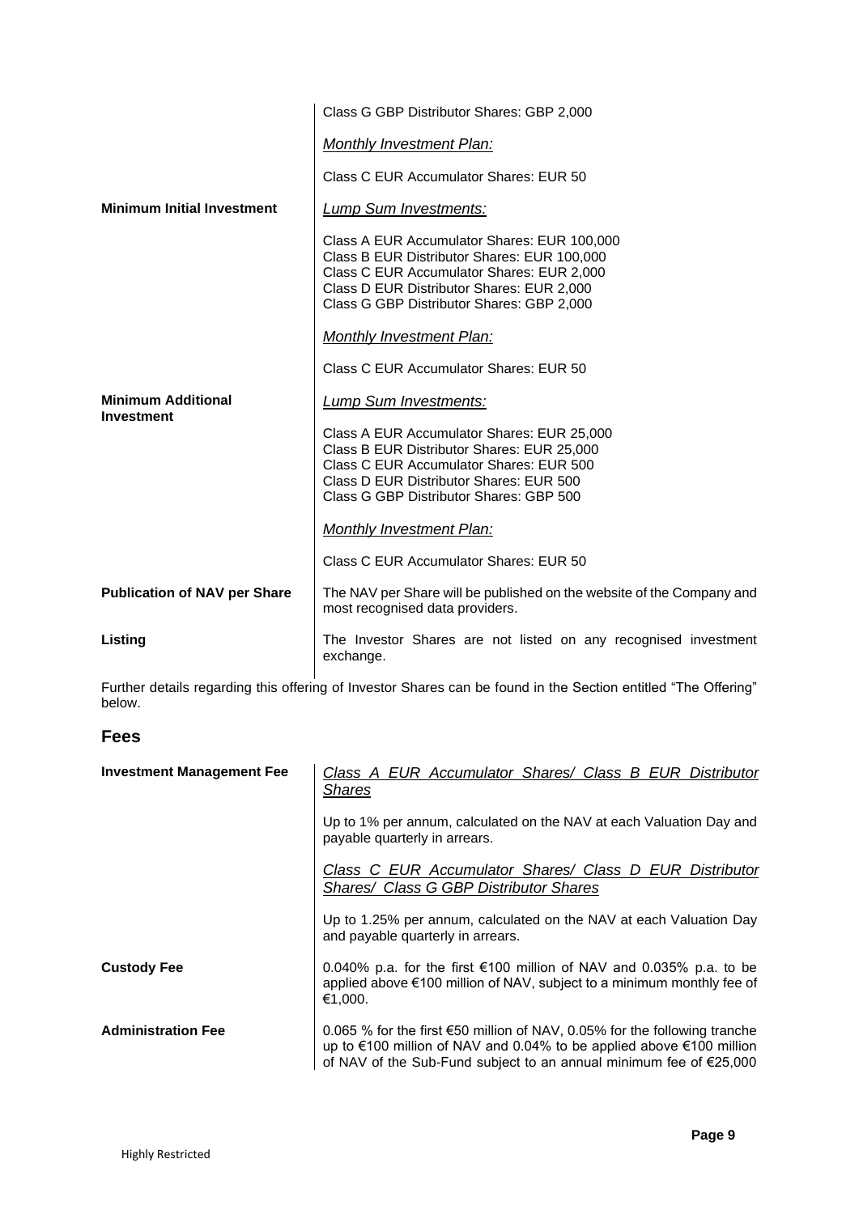| | |
|---|---|
| | Class G GBP Distributor Shares: GBP 2,000<br><br>*Monthly Investment Plan:*<br><br>Class C EUR Accumulator Shares: EUR 50 |
| **Minimum Initial Investment** | *Lump Sum Investments:*<br><br>Class A EUR Accumulator Shares: EUR 100,000<br>Class B EUR Distributor Shares: EUR 100,000<br>Class C EUR Accumulator Shares: EUR 2,000<br>Class D EUR Distributor Shares: EUR 2,000<br>Class G GBP Distributor Shares: GBP 2,000<br><br>*Monthly Investment Plan:*<br><br>Class C EUR Accumulator Shares: EUR 50 |
| **Minimum Additional Investment** | *Lump Sum Investments:*<br><br>Class A EUR Accumulator Shares: EUR 25,000<br>Class B EUR Distributor Shares: EUR 25,000<br>Class C EUR Accumulator Shares: EUR 500<br>Class D EUR Distributor Shares: EUR 500<br>Class G GBP Distributor Shares: GBP 500<br><br>*Monthly Investment Plan:*<br><br>Class C EUR Accumulator Shares: EUR 50 |
| **Publication of NAV per Share** | The NAV per Share will be published on the website of the Company and most recognised data providers. |
| **Listing** | The Investor Shares are not listed on any recognised investment exchange. |

Further details regarding this offering of Investor Shares can be found in the Section entitled "The Offering" below.

## Fees

| | |
|---|---|
| **Investment Management Fee** | *Class A EUR Accumulator Shares/ Class B EUR Distributor Shares*<br><br>Up to 1% per annum, calculated on the NAV at each Valuation Day and payable quarterly in arrears.<br><br>*Class C EUR Accumulator Shares/ Class D EUR Distributor Shares/ Class G GBP Distributor Shares*<br><br>Up to 1.25% per annum, calculated on the NAV at each Valuation Day and payable quarterly in arrears. |
| **Custody Fee** | 0.040% p.a. for the first €100 million of NAV and 0.035% p.a. to be applied above €100 million of NAV, subject to a minimum monthly fee of €1,000. |
| **Administration Fee** | 0.065 % for the first €50 million of NAV, 0.05% for the following tranche up to €100 million of NAV and 0.04% to be applied above €100 million of NAV of the Sub-Fund subject to an annual minimum fee of €25,000 |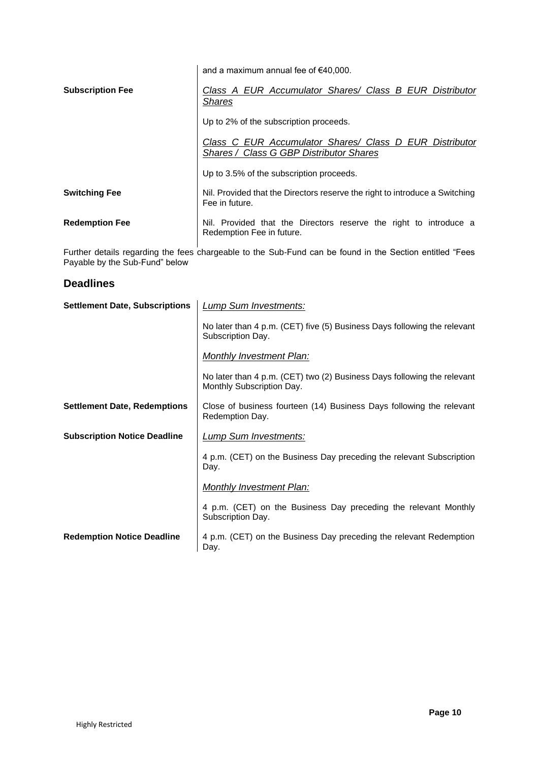| | |
|---|---|
| | and a maximum annual fee of €40,000. |
| **Subscription Fee** | *Class A EUR Accumulator Shares/ Class B EUR Distributor Shares*<br><br>Up to 2% of the subscription proceeds.<br><br>*Class C EUR Accumulator Shares/ Class D EUR Distributor Shares / Class G GBP Distributor Shares*<br><br>Up to 3.5% of the subscription proceeds. |
| **Switching Fee** | Nil. Provided that the Directors reserve the right to introduce a Switching Fee in future. |
| **Redemption Fee** | Nil. Provided that the Directors reserve the right to introduce a Redemption Fee in future. |

Further details regarding the fees chargeable to the Sub-Fund can be found in the Section entitled "Fees Payable by the Sub-Fund" below

## Deadlines

| | |
|---|---|
| **Settlement Date, Subscriptions** | *Lump Sum Investments:*<br><br>No later than 4 p.m. (CET) five (5) Business Days following the relevant Subscription Day.<br><br>*Monthly Investment Plan:*<br><br>No later than 4 p.m. (CET) two (2) Business Days following the relevant Monthly Subscription Day. |
| **Settlement Date, Redemptions** | Close of business fourteen (14) Business Days following the relevant Redemption Day. |
| **Subscription Notice Deadline** | *Lump Sum Investments:*<br><br>4 p.m. (CET) on the Business Day preceding the relevant Subscription Day.<br><br>*Monthly Investment Plan:*<br><br>4 p.m. (CET) on the Business Day preceding the relevant Monthly Subscription Day. |
| **Redemption Notice Deadline** | 4 p.m. (CET) on the Business Day preceding the relevant Redemption Day. |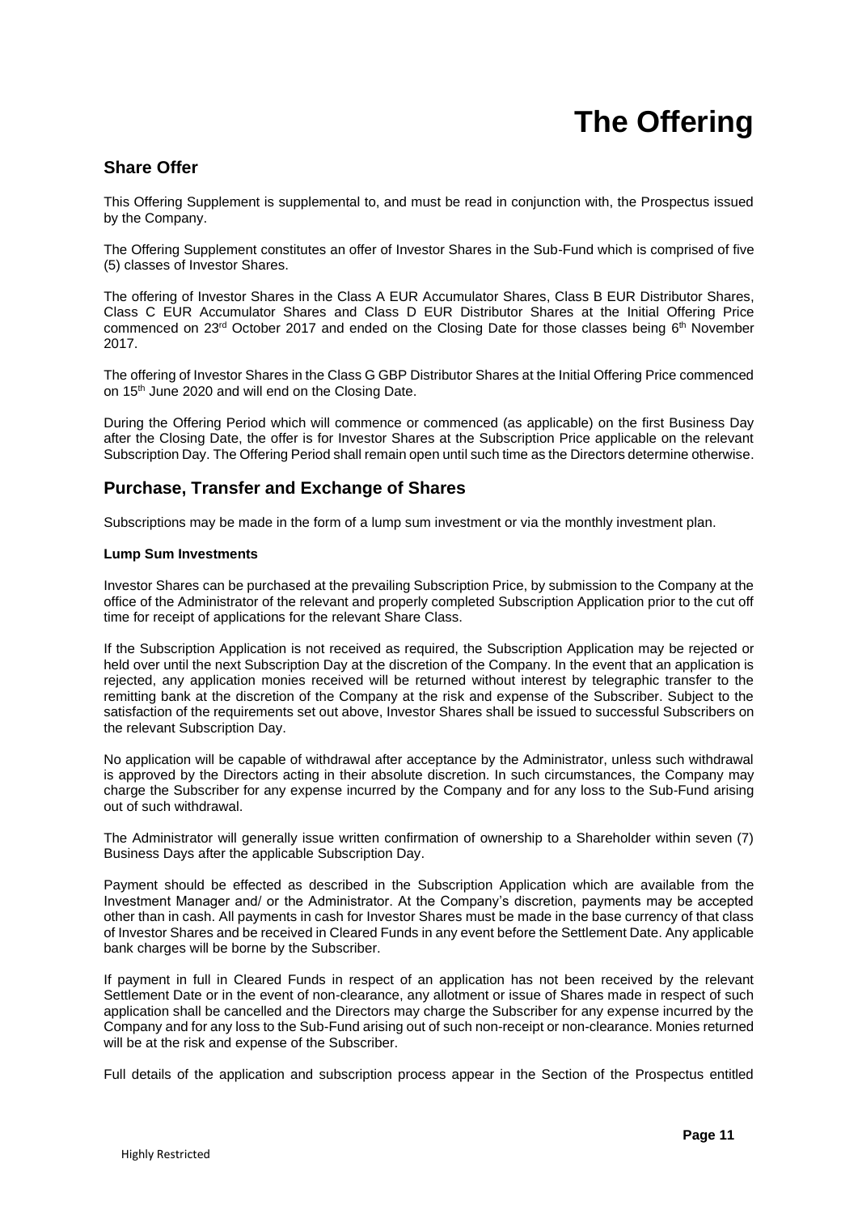# The Offering

## Share Offer

This Offering Supplement is supplemental to, and must be read in conjunction with, the Prospectus issued by the Company.

The Offering Supplement constitutes an offer of Investor Shares in the Sub-Fund which is comprised of five (5) classes of Investor Shares.

The offering of Investor Shares in the Class A EUR Accumulator Shares, Class B EUR Distributor Shares, Class C EUR Accumulator Shares and Class D EUR Distributor Shares at the Initial Offering Price commenced on 23rd October 2017 and ended on the Closing Date for those classes being 6th November 2017.

The offering of Investor Shares in the Class G GBP Distributor Shares at the Initial Offering Price commenced on 15th June 2020 and will end on the Closing Date.

During the Offering Period which will commence or commenced (as applicable) on the first Business Day after the Closing Date, the offer is for Investor Shares at the Subscription Price applicable on the relevant Subscription Day. The Offering Period shall remain open until such time as the Directors determine otherwise.

## Purchase, Transfer and Exchange of Shares

Subscriptions may be made in the form of a lump sum investment or via the monthly investment plan.

**Lump Sum Investments**

Investor Shares can be purchased at the prevailing Subscription Price, by submission to the Company at the office of the Administrator of the relevant and properly completed Subscription Application prior to the cut off time for receipt of applications for the relevant Share Class.

If the Subscription Application is not received as required, the Subscription Application may be rejected or held over until the next Subscription Day at the discretion of the Company. In the event that an application is rejected, any application monies received will be returned without interest by telegraphic transfer to the remitting bank at the discretion of the Company at the risk and expense of the Subscriber. Subject to the satisfaction of the requirements set out above, Investor Shares shall be issued to successful Subscribers on the relevant Subscription Day.

No application will be capable of withdrawal after acceptance by the Administrator, unless such withdrawal is approved by the Directors acting in their absolute discretion. In such circumstances, the Company may charge the Subscriber for any expense incurred by the Company and for any loss to the Sub-Fund arising out of such withdrawal.

The Administrator will generally issue written confirmation of ownership to a Shareholder within seven (7) Business Days after the applicable Subscription Day.

Payment should be effected as described in the Subscription Application which are available from the Investment Manager and/ or the Administrator. At the Company's discretion, payments may be accepted other than in cash. All payments in cash for Investor Shares must be made in the base currency of that class of Investor Shares and be received in Cleared Funds in any event before the Settlement Date. Any applicable bank charges will be borne by the Subscriber.

If payment in full in Cleared Funds in respect of an application has not been received by the relevant Settlement Date or in the event of non-clearance, any allotment or issue of Shares made in respect of such application shall be cancelled and the Directors may charge the Subscriber for any expense incurred by the Company and for any loss to the Sub-Fund arising out of such non-receipt or non-clearance. Monies returned will be at the risk and expense of the Subscriber.

Full details of the application and subscription process appear in the Section of the Prospectus entitled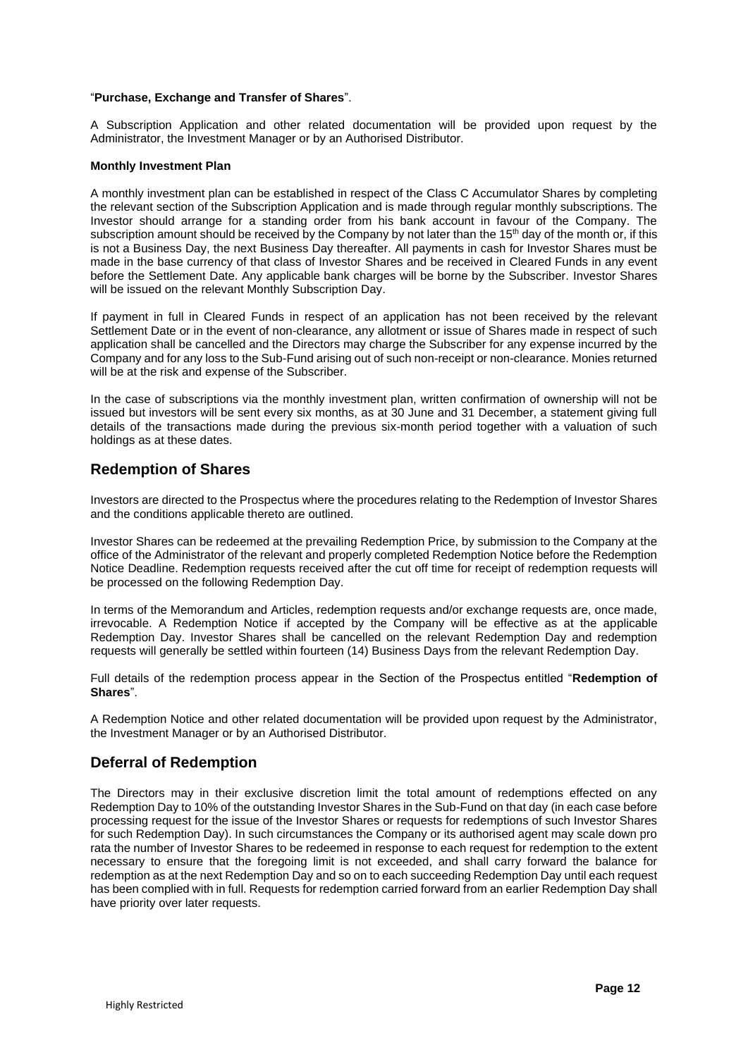"**Purchase, Exchange and Transfer of Shares**".

A Subscription Application and other related documentation will be provided upon request by the Administrator, the Investment Manager or by an Authorised Distributor.

**Monthly Investment Plan**

A monthly investment plan can be established in respect of the Class C Accumulator Shares by completing the relevant section of the Subscription Application and is made through regular monthly subscriptions. The Investor should arrange for a standing order from his bank account in favour of the Company. The subscription amount should be received by the Company by not later than the 15th day of the month or, if this is not a Business Day, the next Business Day thereafter. All payments in cash for Investor Shares must be made in the base currency of that class of Investor Shares and be received in Cleared Funds in any event before the Settlement Date. Any applicable bank charges will be borne by the Subscriber. Investor Shares will be issued on the relevant Monthly Subscription Day.

If payment in full in Cleared Funds in respect of an application has not been received by the relevant Settlement Date or in the event of non-clearance, any allotment or issue of Shares made in respect of such application shall be cancelled and the Directors may charge the Subscriber for any expense incurred by the Company and for any loss to the Sub-Fund arising out of such non-receipt or non-clearance. Monies returned will be at the risk and expense of the Subscriber.

In the case of subscriptions via the monthly investment plan, written confirmation of ownership will not be issued but investors will be sent every six months, as at 30 June and 31 December, a statement giving full details of the transactions made during the previous six-month period together with a valuation of such holdings as at these dates.

## Redemption of Shares

Investors are directed to the Prospectus where the procedures relating to the Redemption of Investor Shares and the conditions applicable thereto are outlined.

Investor Shares can be redeemed at the prevailing Redemption Price, by submission to the Company at the office of the Administrator of the relevant and properly completed Redemption Notice before the Redemption Notice Deadline. Redemption requests received after the cut off time for receipt of redemption requests will be processed on the following Redemption Day.

In terms of the Memorandum and Articles, redemption requests and/or exchange requests are, once made, irrevocable. A Redemption Notice if accepted by the Company will be effective as at the applicable Redemption Day. Investor Shares shall be cancelled on the relevant Redemption Day and redemption requests will generally be settled within fourteen (14) Business Days from the relevant Redemption Day.

Full details of the redemption process appear in the Section of the Prospectus entitled "**Redemption of Shares**".

A Redemption Notice and other related documentation will be provided upon request by the Administrator, the Investment Manager or by an Authorised Distributor.

## Deferral of Redemption

The Directors may in their exclusive discretion limit the total amount of redemptions effected on any Redemption Day to 10% of the outstanding Investor Shares in the Sub-Fund on that day (in each case before processing request for the issue of the Investor Shares or requests for redemptions of such Investor Shares for such Redemption Day). In such circumstances the Company or its authorised agent may scale down pro rata the number of Investor Shares to be redeemed in response to each request for redemption to the extent necessary to ensure that the foregoing limit is not exceeded, and shall carry forward the balance for redemption as at the next Redemption Day and so on to each succeeding Redemption Day until each request has been complied with in full. Requests for redemption carried forward from an earlier Redemption Day shall have priority over later requests.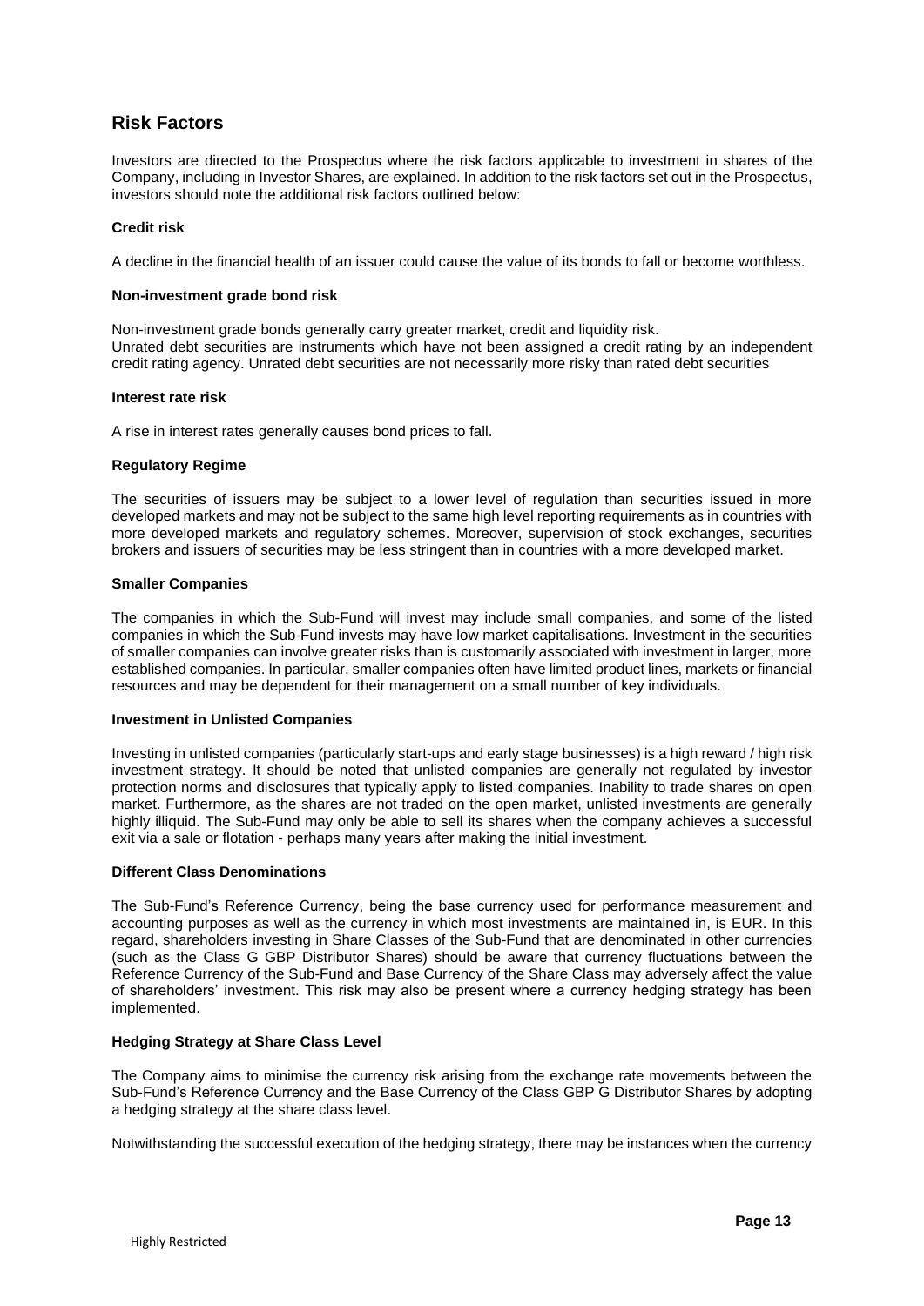## Risk Factors

Investors are directed to the Prospectus where the risk factors applicable to investment in shares of the Company, including in Investor Shares, are explained. In addition to the risk factors set out in the Prospectus, investors should note the additional risk factors outlined below:

**Credit risk**

A decline in the financial health of an issuer could cause the value of its bonds to fall or become worthless.

**Non-investment grade bond risk**

Non-investment grade bonds generally carry greater market, credit and liquidity risk.
Unrated debt securities are instruments which have not been assigned a credit rating by an independent credit rating agency. Unrated debt securities are not necessarily more risky than rated debt securities

**Interest rate risk**

A rise in interest rates generally causes bond prices to fall.

**Regulatory Regime**

The securities of issuers may be subject to a lower level of regulation than securities issued in more developed markets and may not be subject to the same high level reporting requirements as in countries with more developed markets and regulatory schemes. Moreover, supervision of stock exchanges, securities brokers and issuers of securities may be less stringent than in countries with a more developed market.

**Smaller Companies**

The companies in which the Sub-Fund will invest may include small companies, and some of the listed companies in which the Sub-Fund invests may have low market capitalisations. Investment in the securities of smaller companies can involve greater risks than is customarily associated with investment in larger, more established companies. In particular, smaller companies often have limited product lines, markets or financial resources and may be dependent for their management on a small number of key individuals.

**Investment in Unlisted Companies**

Investing in unlisted companies (particularly start-ups and early stage businesses) is a high reward / high risk investment strategy. It should be noted that unlisted companies are generally not regulated by investor protection norms and disclosures that typically apply to listed companies. Inability to trade shares on open market. Furthermore, as the shares are not traded on the open market, unlisted investments are generally highly illiquid. The Sub-Fund may only be able to sell its shares when the company achieves a successful exit via a sale or flotation - perhaps many years after making the initial investment.

**Different Class Denominations**

The Sub-Fund's Reference Currency, being the base currency used for performance measurement and accounting purposes as well as the currency in which most investments are maintained in, is EUR. In this regard, shareholders investing in Share Classes of the Sub-Fund that are denominated in other currencies (such as the Class G GBP Distributor Shares) should be aware that currency fluctuations between the Reference Currency of the Sub-Fund and Base Currency of the Share Class may adversely affect the value of shareholders' investment. This risk may also be present where a currency hedging strategy has been implemented.

**Hedging Strategy at Share Class Level**

The Company aims to minimise the currency risk arising from the exchange rate movements between the Sub-Fund's Reference Currency and the Base Currency of the Class GBP G Distributor Shares by adopting a hedging strategy at the share class level.

Notwithstanding the successful execution of the hedging strategy, there may be instances when the currency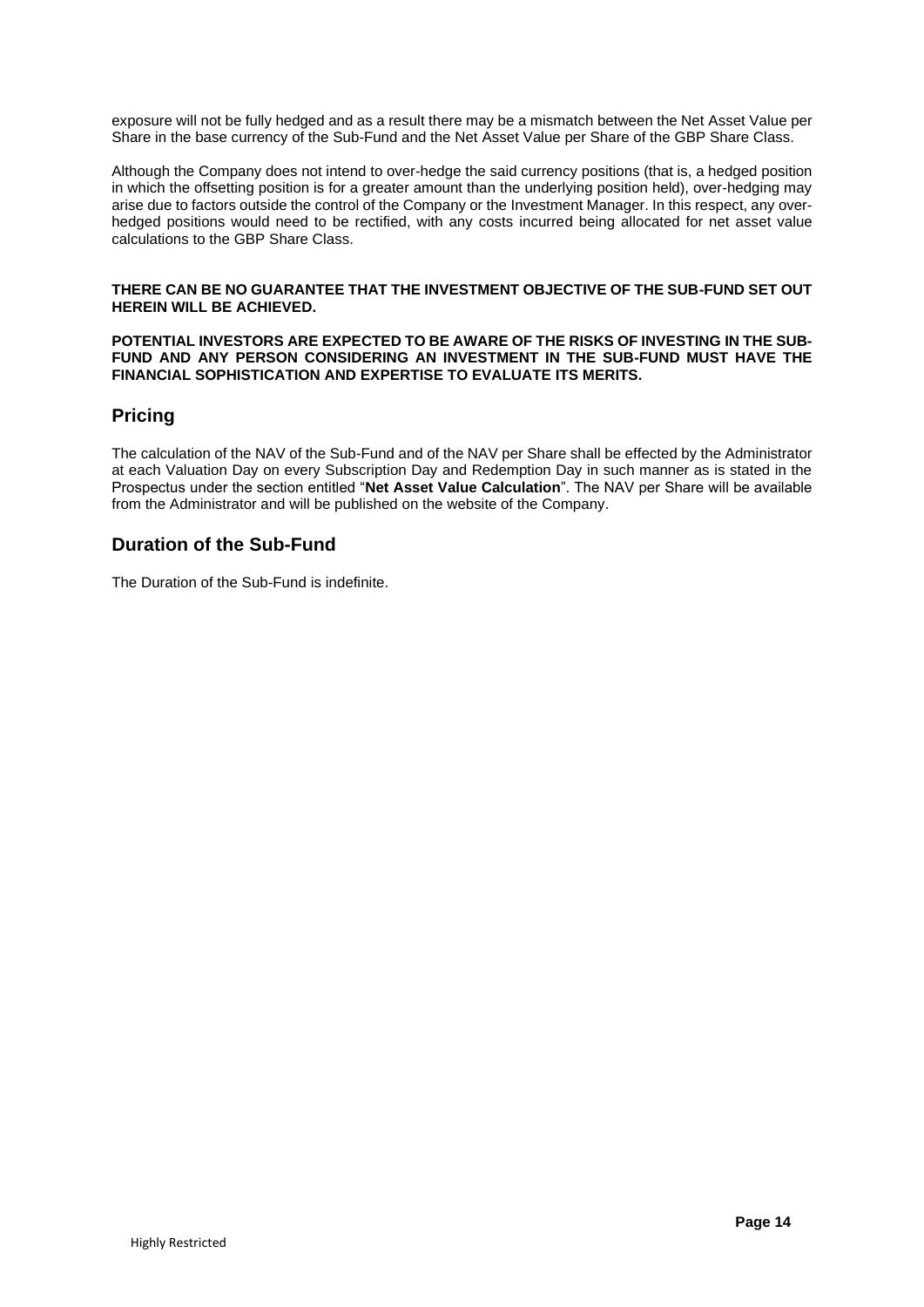exposure will not be fully hedged and as a result there may be a mismatch between the Net Asset Value per Share in the base currency of the Sub-Fund and the Net Asset Value per Share of the GBP Share Class.

Although the Company does not intend to over-hedge the said currency positions (that is, a hedged position in which the offsetting position is for a greater amount than the underlying position held), over-hedging may arise due to factors outside the control of the Company or the Investment Manager. In this respect, any over-hedged positions would need to be rectified, with any costs incurred being allocated for net asset value calculations to the GBP Share Class.

**THERE CAN BE NO GUARANTEE THAT THE INVESTMENT OBJECTIVE OF THE SUB-FUND SET OUT HEREIN WILL BE ACHIEVED.**

**POTENTIAL INVESTORS ARE EXPECTED TO BE AWARE OF THE RISKS OF INVESTING IN THE SUB-FUND AND ANY PERSON CONSIDERING AN INVESTMENT IN THE SUB-FUND MUST HAVE THE FINANCIAL SOPHISTICATION AND EXPERTISE TO EVALUATE ITS MERITS.**

## Pricing

The calculation of the NAV of the Sub-Fund and of the NAV per Share shall be effected by the Administrator at each Valuation Day on every Subscription Day and Redemption Day in such manner as is stated in the Prospectus under the section entitled "**Net Asset Value Calculation**". The NAV per Share will be available from the Administrator and will be published on the website of the Company.

## Duration of the Sub-Fund

The Duration of the Sub-Fund is indefinite.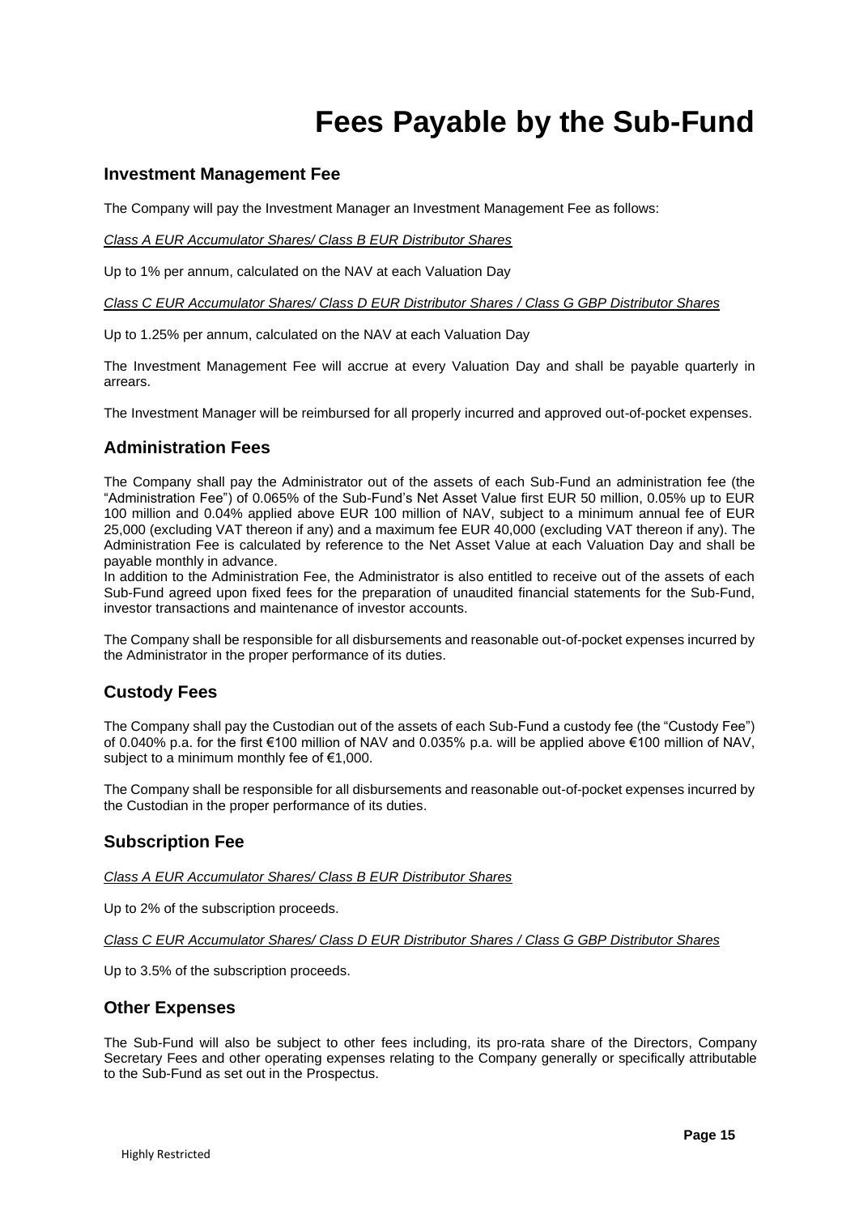# Fees Payable by the Sub-Fund

## Investment Management Fee

The Company will pay the Investment Manager an Investment Management Fee as follows:

*Class A EUR Accumulator Shares/ Class B EUR Distributor Shares*

Up to 1% per annum, calculated on the NAV at each Valuation Day

*Class C EUR Accumulator Shares/ Class D EUR Distributor Shares / Class G GBP Distributor Shares*

Up to 1.25% per annum, calculated on the NAV at each Valuation Day

The Investment Management Fee will accrue at every Valuation Day and shall be payable quarterly in arrears.

The Investment Manager will be reimbursed for all properly incurred and approved out-of-pocket expenses.

## Administration Fees

The Company shall pay the Administrator out of the assets of each Sub-Fund an administration fee (the "Administration Fee") of 0.065% of the Sub-Fund's Net Asset Value first EUR 50 million, 0.05% up to EUR 100 million and 0.04% applied above EUR 100 million of NAV, subject to a minimum annual fee of EUR 25,000 (excluding VAT thereon if any) and a maximum fee EUR 40,000 (excluding VAT thereon if any). The Administration Fee is calculated by reference to the Net Asset Value at each Valuation Day and shall be payable monthly in advance.

In addition to the Administration Fee, the Administrator is also entitled to receive out of the assets of each Sub-Fund agreed upon fixed fees for the preparation of unaudited financial statements for the Sub-Fund, investor transactions and maintenance of investor accounts.

The Company shall be responsible for all disbursements and reasonable out-of-pocket expenses incurred by the Administrator in the proper performance of its duties.

## Custody Fees

The Company shall pay the Custodian out of the assets of each Sub-Fund a custody fee (the "Custody Fee") of 0.040% p.a. for the first €100 million of NAV and 0.035% p.a. will be applied above €100 million of NAV, subject to a minimum monthly fee of €1,000.

The Company shall be responsible for all disbursements and reasonable out-of-pocket expenses incurred by the Custodian in the proper performance of its duties.

## Subscription Fee

*Class A EUR Accumulator Shares/ Class B EUR Distributor Shares*

Up to 2% of the subscription proceeds.

*Class C EUR Accumulator Shares/ Class D EUR Distributor Shares / Class G GBP Distributor Shares*

Up to 3.5% of the subscription proceeds.

## Other Expenses

The Sub-Fund will also be subject to other fees including, its pro-rata share of the Directors, Company Secretary Fees and other operating expenses relating to the Company generally or specifically attributable to the Sub-Fund as set out in the Prospectus.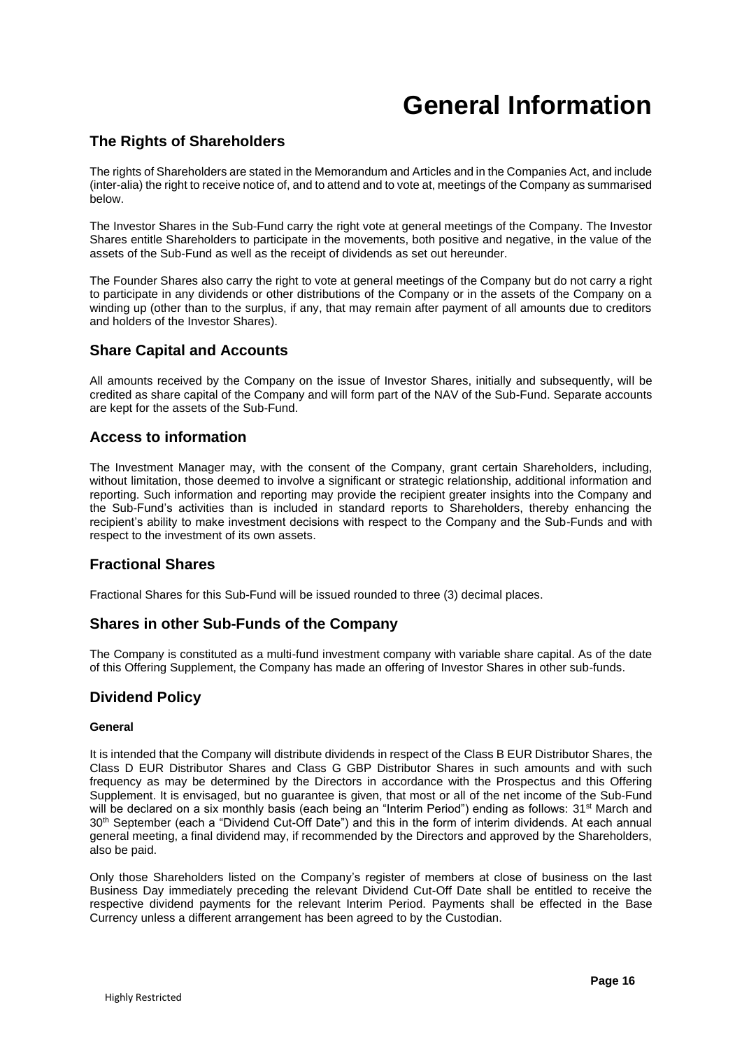# General Information

## The Rights of Shareholders

The rights of Shareholders are stated in the Memorandum and Articles and in the Companies Act, and include (inter-alia) the right to receive notice of, and to attend and to vote at, meetings of the Company as summarised below.

The Investor Shares in the Sub-Fund carry the right vote at general meetings of the Company. The Investor Shares entitle Shareholders to participate in the movements, both positive and negative, in the value of the assets of the Sub-Fund as well as the receipt of dividends as set out hereunder.

The Founder Shares also carry the right to vote at general meetings of the Company but do not carry a right to participate in any dividends or other distributions of the Company or in the assets of the Company on a winding up (other than to the surplus, if any, that may remain after payment of all amounts due to creditors and holders of the Investor Shares).

## Share Capital and Accounts

All amounts received by the Company on the issue of Investor Shares, initially and subsequently, will be credited as share capital of the Company and will form part of the NAV of the Sub-Fund. Separate accounts are kept for the assets of the Sub-Fund.

## Access to information

The Investment Manager may, with the consent of the Company, grant certain Shareholders, including, without limitation, those deemed to involve a significant or strategic relationship, additional information and reporting. Such information and reporting may provide the recipient greater insights into the Company and the Sub-Fund's activities than is included in standard reports to Shareholders, thereby enhancing the recipient's ability to make investment decisions with respect to the Company and the Sub-Funds and with respect to the investment of its own assets.

## Fractional Shares

Fractional Shares for this Sub-Fund will be issued rounded to three (3) decimal places.

## Shares in other Sub-Funds of the Company

The Company is constituted as a multi-fund investment company with variable share capital. As of the date of this Offering Supplement, the Company has made an offering of Investor Shares in other sub-funds.

## Dividend Policy

**General**

It is intended that the Company will distribute dividends in respect of the Class B EUR Distributor Shares, the Class D EUR Distributor Shares and Class G GBP Distributor Shares in such amounts and with such frequency as may be determined by the Directors in accordance with the Prospectus and this Offering Supplement. It is envisaged, but no guarantee is given, that most or all of the net income of the Sub-Fund will be declared on a six monthly basis (each being an "Interim Period") ending as follows: 31st March and 30th September (each a "Dividend Cut-Off Date") and this in the form of interim dividends. At each annual general meeting, a final dividend may, if recommended by the Directors and approved by the Shareholders, also be paid.

Only those Shareholders listed on the Company's register of members at close of business on the last Business Day immediately preceding the relevant Dividend Cut-Off Date shall be entitled to receive the respective dividend payments for the relevant Interim Period. Payments shall be effected in the Base Currency unless a different arrangement has been agreed to by the Custodian.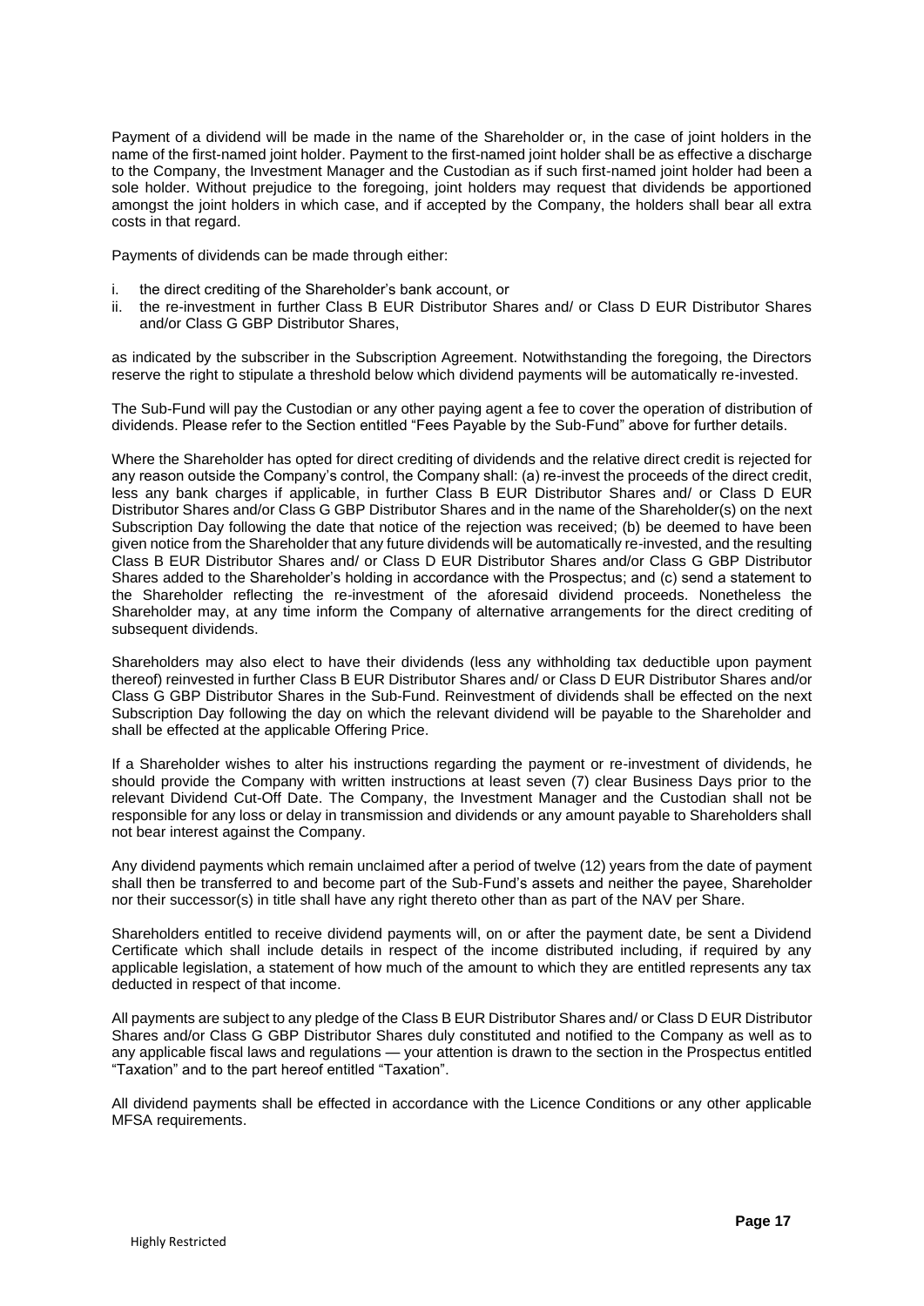Payment of a dividend will be made in the name of the Shareholder or, in the case of joint holders in the name of the first-named joint holder. Payment to the first-named joint holder shall be as effective a discharge to the Company, the Investment Manager and the Custodian as if such first-named joint holder had been a sole holder. Without prejudice to the foregoing, joint holders may request that dividends be apportioned amongst the joint holders in which case, and if accepted by the Company, the holders shall bear all extra costs in that regard.

Payments of dividends can be made through either:

i. the direct crediting of the Shareholder's bank account, or
ii. the re-investment in further Class B EUR Distributor Shares and/ or Class D EUR Distributor Shares and/or Class G GBP Distributor Shares,

as indicated by the subscriber in the Subscription Agreement. Notwithstanding the foregoing, the Directors reserve the right to stipulate a threshold below which dividend payments will be automatically re-invested.

The Sub-Fund will pay the Custodian or any other paying agent a fee to cover the operation of distribution of dividends. Please refer to the Section entitled "Fees Payable by the Sub-Fund" above for further details.

Where the Shareholder has opted for direct crediting of dividends and the relative direct credit is rejected for any reason outside the Company's control, the Company shall: (a) re-invest the proceeds of the direct credit, less any bank charges if applicable, in further Class B EUR Distributor Shares and/ or Class D EUR Distributor Shares and/or Class G GBP Distributor Shares and in the name of the Shareholder(s) on the next Subscription Day following the date that notice of the rejection was received; (b) be deemed to have been given notice from the Shareholder that any future dividends will be automatically re-invested, and the resulting Class B EUR Distributor Shares and/ or Class D EUR Distributor Shares and/or Class G GBP Distributor Shares added to the Shareholder's holding in accordance with the Prospectus; and (c) send a statement to the Shareholder reflecting the re-investment of the aforesaid dividend proceeds. Nonetheless the Shareholder may, at any time inform the Company of alternative arrangements for the direct crediting of subsequent dividends.

Shareholders may also elect to have their dividends (less any withholding tax deductible upon payment thereof) reinvested in further Class B EUR Distributor Shares and/ or Class D EUR Distributor Shares and/or Class G GBP Distributor Shares in the Sub-Fund. Reinvestment of dividends shall be effected on the next Subscription Day following the day on which the relevant dividend will be payable to the Shareholder and shall be effected at the applicable Offering Price.

If a Shareholder wishes to alter his instructions regarding the payment or re-investment of dividends, he should provide the Company with written instructions at least seven (7) clear Business Days prior to the relevant Dividend Cut-Off Date. The Company, the Investment Manager and the Custodian shall not be responsible for any loss or delay in transmission and dividends or any amount payable to Shareholders shall not bear interest against the Company.

Any dividend payments which remain unclaimed after a period of twelve (12) years from the date of payment shall then be transferred to and become part of the Sub-Fund's assets and neither the payee, Shareholder nor their successor(s) in title shall have any right thereto other than as part of the NAV per Share.

Shareholders entitled to receive dividend payments will, on or after the payment date, be sent a Dividend Certificate which shall include details in respect of the income distributed including, if required by any applicable legislation, a statement of how much of the amount to which they are entitled represents any tax deducted in respect of that income.

All payments are subject to any pledge of the Class B EUR Distributor Shares and/ or Class D EUR Distributor Shares and/or Class G GBP Distributor Shares duly constituted and notified to the Company as well as to any applicable fiscal laws and regulations — your attention is drawn to the section in the Prospectus entitled "Taxation" and to the part hereof entitled "Taxation".

All dividend payments shall be effected in accordance with the Licence Conditions or any other applicable MFSA requirements.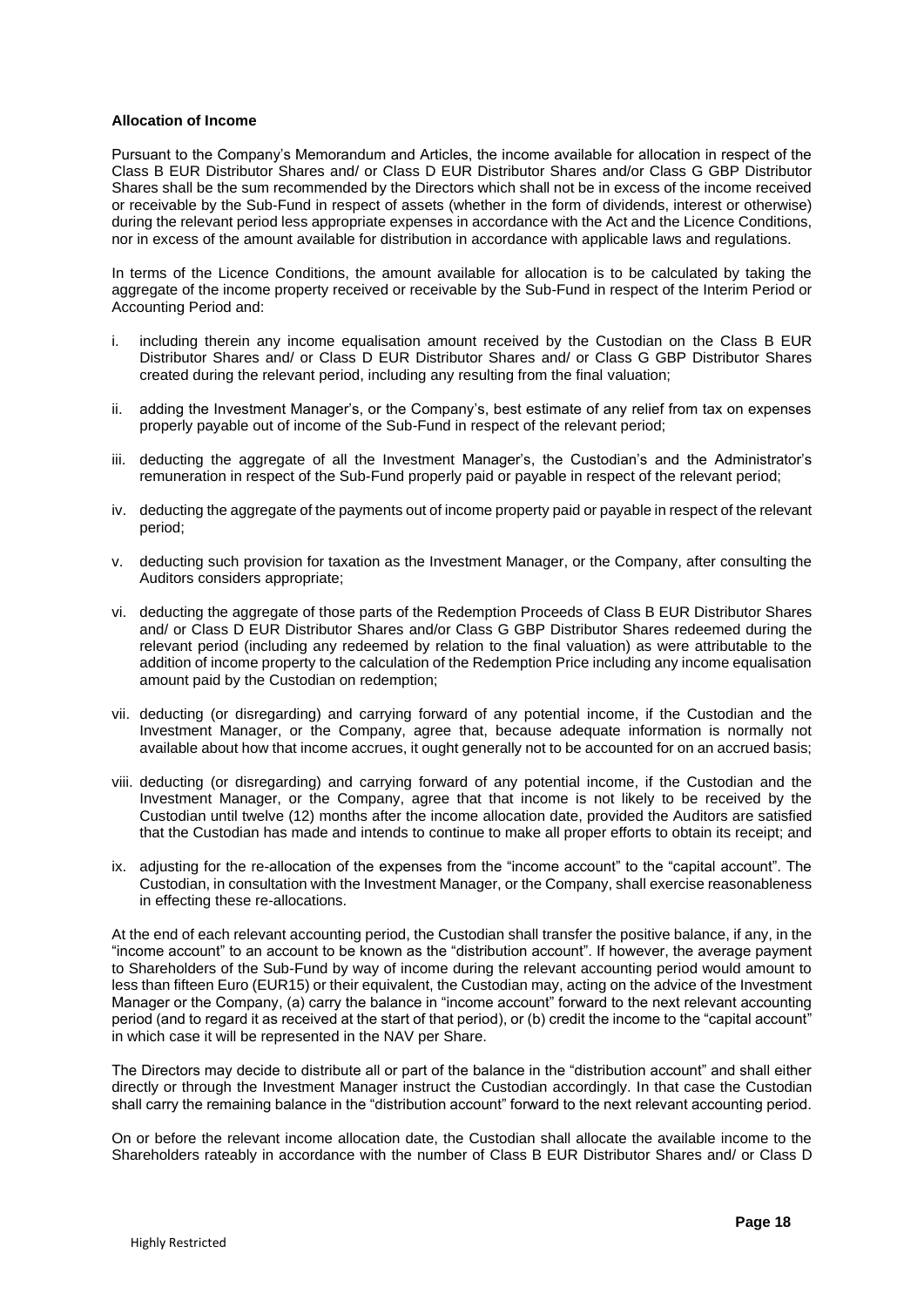**Allocation of Income**

Pursuant to the Company's Memorandum and Articles, the income available for allocation in respect of the Class B EUR Distributor Shares and/ or Class D EUR Distributor Shares and/or Class G GBP Distributor Shares shall be the sum recommended by the Directors which shall not be in excess of the income received or receivable by the Sub-Fund in respect of assets (whether in the form of dividends, interest or otherwise) during the relevant period less appropriate expenses in accordance with the Act and the Licence Conditions, nor in excess of the amount available for distribution in accordance with applicable laws and regulations.

In terms of the Licence Conditions, the amount available for allocation is to be calculated by taking the aggregate of the income property received or receivable by the Sub-Fund in respect of the Interim Period or Accounting Period and:

i. including therein any income equalisation amount received by the Custodian on the Class B EUR Distributor Shares and/ or Class D EUR Distributor Shares and/ or Class G GBP Distributor Shares created during the relevant period, including any resulting from the final valuation;

ii. adding the Investment Manager's, or the Company's, best estimate of any relief from tax on expenses properly payable out of income of the Sub-Fund in respect of the relevant period;

iii. deducting the aggregate of all the Investment Manager's, the Custodian's and the Administrator's remuneration in respect of the Sub-Fund properly paid or payable in respect of the relevant period;

iv. deducting the aggregate of the payments out of income property paid or payable in respect of the relevant period;

v. deducting such provision for taxation as the Investment Manager, or the Company, after consulting the Auditors considers appropriate;

vi. deducting the aggregate of those parts of the Redemption Proceeds of Class B EUR Distributor Shares and/ or Class D EUR Distributor Shares and/or Class G GBP Distributor Shares redeemed during the relevant period (including any redeemed by relation to the final valuation) as were attributable to the addition of income property to the calculation of the Redemption Price including any income equalisation amount paid by the Custodian on redemption;

vii. deducting (or disregarding) and carrying forward of any potential income, if the Custodian and the Investment Manager, or the Company, agree that, because adequate information is normally not available about how that income accrues, it ought generally not to be accounted for on an accrued basis;

viii. deducting (or disregarding) and carrying forward of any potential income, if the Custodian and the Investment Manager, or the Company, agree that that income is not likely to be received by the Custodian until twelve (12) months after the income allocation date, provided the Auditors are satisfied that the Custodian has made and intends to continue to make all proper efforts to obtain its receipt; and

ix. adjusting for the re-allocation of the expenses from the "income account" to the "capital account". The Custodian, in consultation with the Investment Manager, or the Company, shall exercise reasonableness in effecting these re-allocations.

At the end of each relevant accounting period, the Custodian shall transfer the positive balance, if any, in the "income account" to an account to be known as the "distribution account". If however, the average payment to Shareholders of the Sub-Fund by way of income during the relevant accounting period would amount to less than fifteen Euro (EUR15) or their equivalent, the Custodian may, acting on the advice of the Investment Manager or the Company, (a) carry the balance in "income account" forward to the next relevant accounting period (and to regard it as received at the start of that period), or (b) credit the income to the "capital account" in which case it will be represented in the NAV per Share.

The Directors may decide to distribute all or part of the balance in the "distribution account" and shall either directly or through the Investment Manager instruct the Custodian accordingly. In that case the Custodian shall carry the remaining balance in the "distribution account" forward to the next relevant accounting period.

On or before the relevant income allocation date, the Custodian shall allocate the available income to the Shareholders rateably in accordance with the number of Class B EUR Distributor Shares and/ or Class D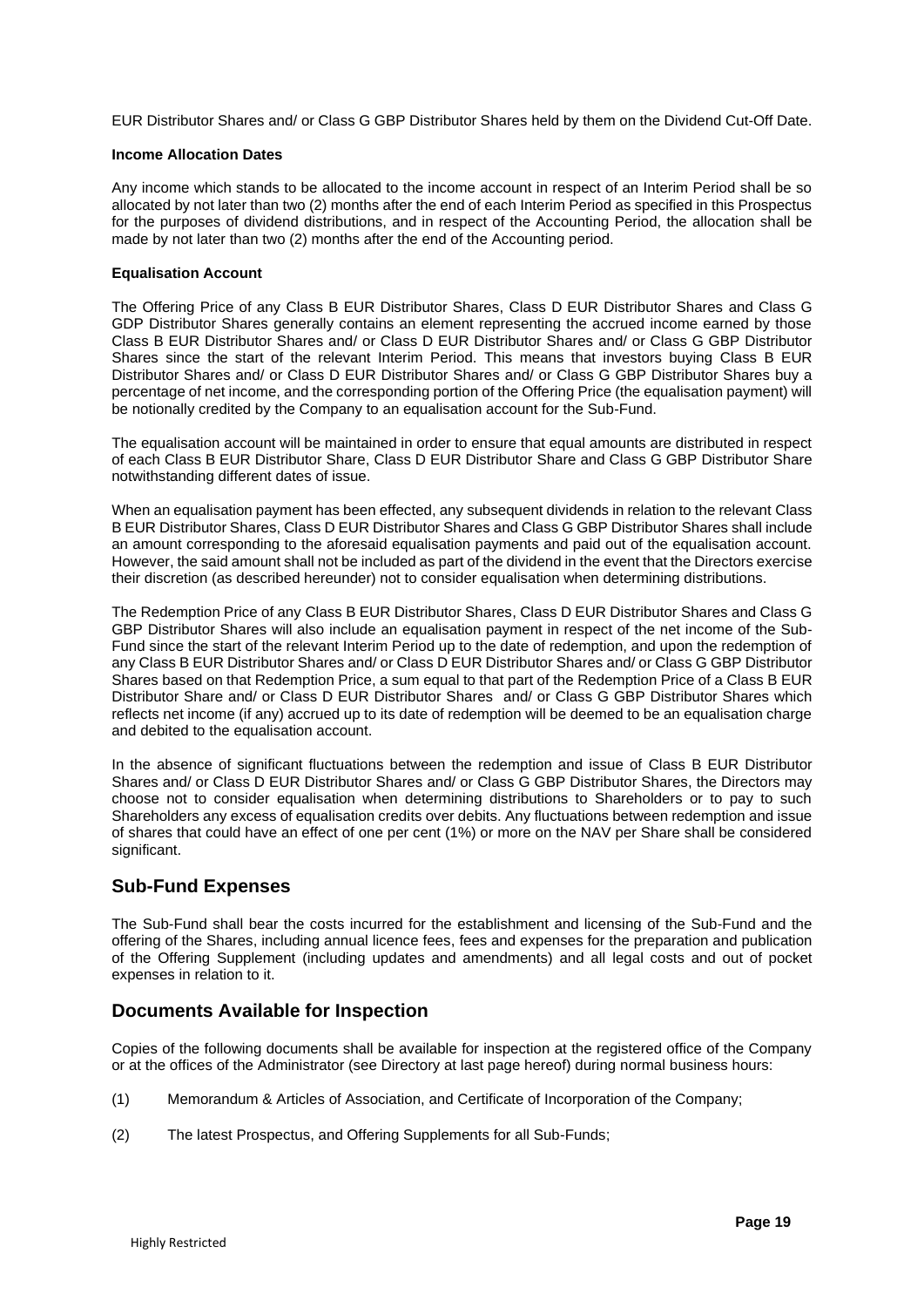EUR Distributor Shares and/ or Class G GBP Distributor Shares held by them on the Dividend Cut-Off Date.

**Income Allocation Dates**

Any income which stands to be allocated to the income account in respect of an Interim Period shall be so allocated by not later than two (2) months after the end of each Interim Period as specified in this Prospectus for the purposes of dividend distributions, and in respect of the Accounting Period, the allocation shall be made by not later than two (2) months after the end of the Accounting period.

**Equalisation Account**

The Offering Price of any Class B EUR Distributor Shares, Class D EUR Distributor Shares and Class G GDP Distributor Shares generally contains an element representing the accrued income earned by those Class B EUR Distributor Shares and/ or Class D EUR Distributor Shares and/ or Class G GBP Distributor Shares since the start of the relevant Interim Period. This means that investors buying Class B EUR Distributor Shares and/ or Class D EUR Distributor Shares and/ or Class G GBP Distributor Shares buy a percentage of net income, and the corresponding portion of the Offering Price (the equalisation payment) will be notionally credited by the Company to an equalisation account for the Sub-Fund.

The equalisation account will be maintained in order to ensure that equal amounts are distributed in respect of each Class B EUR Distributor Share, Class D EUR Distributor Share and Class G GBP Distributor Share notwithstanding different dates of issue.

When an equalisation payment has been effected, any subsequent dividends in relation to the relevant Class B EUR Distributor Shares, Class D EUR Distributor Shares and Class G GBP Distributor Shares shall include an amount corresponding to the aforesaid equalisation payments and paid out of the equalisation account. However, the said amount shall not be included as part of the dividend in the event that the Directors exercise their discretion (as described hereunder) not to consider equalisation when determining distributions.

The Redemption Price of any Class B EUR Distributor Shares, Class D EUR Distributor Shares and Class G GBP Distributor Shares will also include an equalisation payment in respect of the net income of the Sub-Fund since the start of the relevant Interim Period up to the date of redemption, and upon the redemption of any Class B EUR Distributor Shares and/ or Class D EUR Distributor Shares and/ or Class G GBP Distributor Shares based on that Redemption Price, a sum equal to that part of the Redemption Price of a Class B EUR Distributor Share and/ or Class D EUR Distributor Shares and/ or Class G GBP Distributor Shares which reflects net income (if any) accrued up to its date of redemption will be deemed to be an equalisation charge and debited to the equalisation account.

In the absence of significant fluctuations between the redemption and issue of Class B EUR Distributor Shares and/ or Class D EUR Distributor Shares and/ or Class G GBP Distributor Shares, the Directors may choose not to consider equalisation when determining distributions to Shareholders or to pay to such Shareholders any excess of equalisation credits over debits. Any fluctuations between redemption and issue of shares that could have an effect of one per cent (1%) or more on the NAV per Share shall be considered significant.

## Sub-Fund Expenses

The Sub-Fund shall bear the costs incurred for the establishment and licensing of the Sub-Fund and the offering of the Shares, including annual licence fees, fees and expenses for the preparation and publication of the Offering Supplement (including updates and amendments) and all legal costs and out of pocket expenses in relation to it.

## Documents Available for Inspection

Copies of the following documents shall be available for inspection at the registered office of the Company or at the offices of the Administrator (see Directory at last page hereof) during normal business hours:

(1) Memorandum & Articles of Association, and Certificate of Incorporation of the Company;

(2) The latest Prospectus, and Offering Supplements for all Sub-Funds;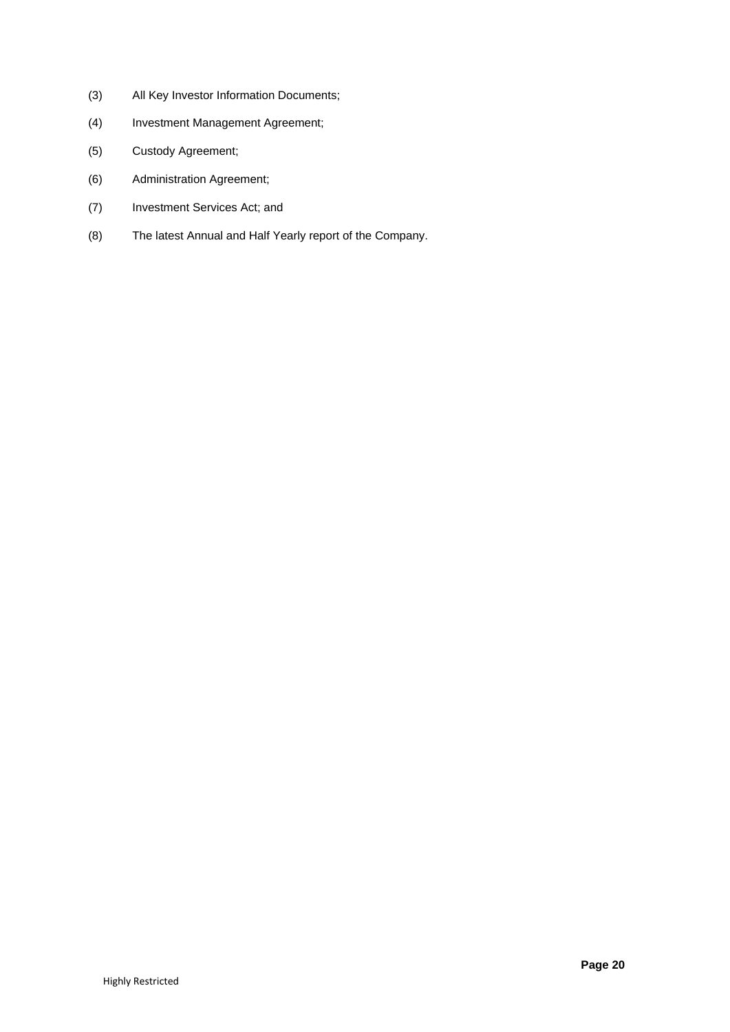(3) All Key Investor Information Documents;

(4) Investment Management Agreement;

(5) Custody Agreement;

(6) Administration Agreement;

(7) Investment Services Act; and

(8) The latest Annual and Half Yearly report of the Company.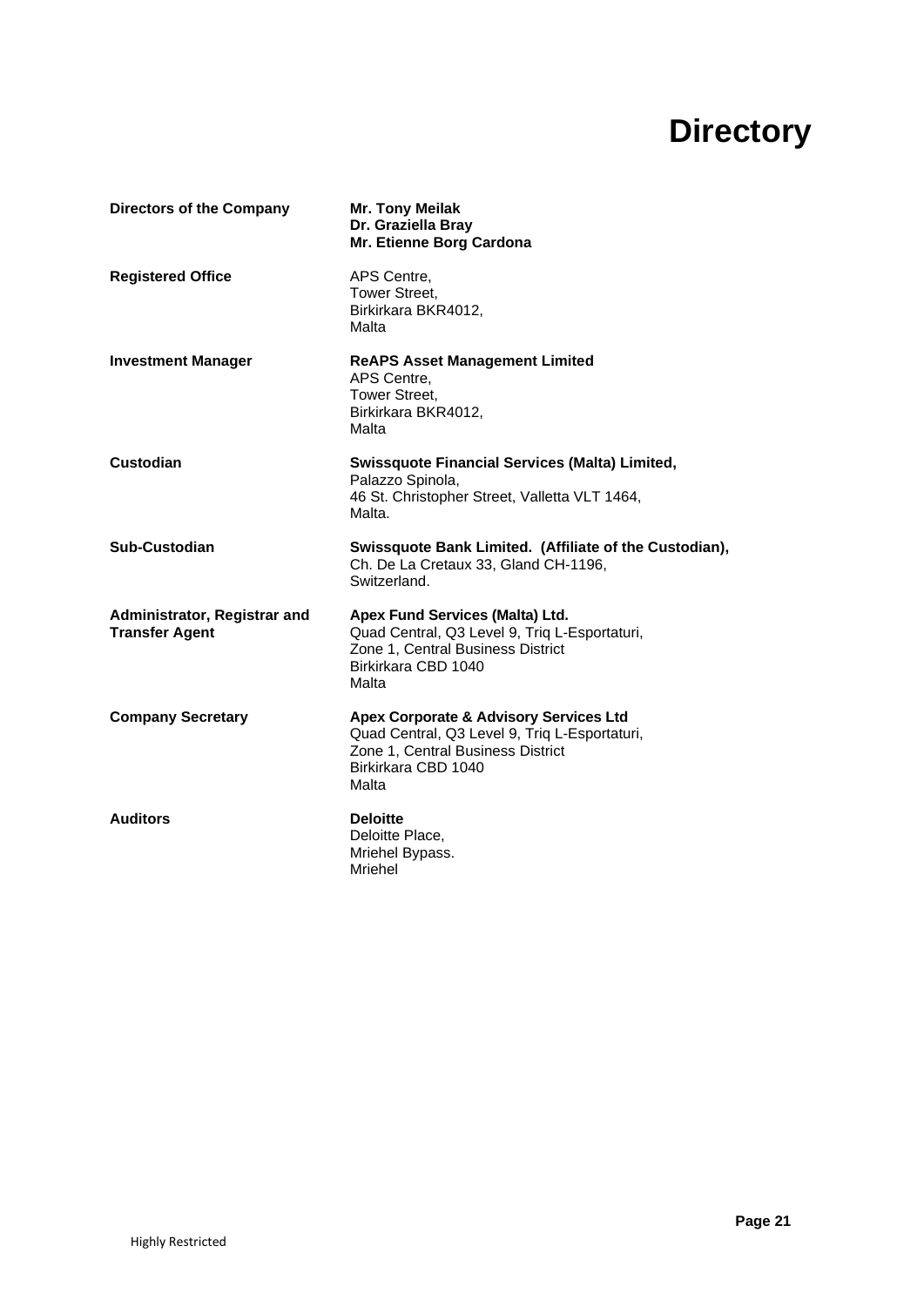# Directory

**Directors of the Company**

**Mr. Tony Meilak**
**Dr. Graziella Bray**
**Mr. Etienne Borg Cardona**

**Registered Office**

APS Centre,
Tower Street,
Birkirkara BKR4012,
Malta

**Investment Manager**

**ReAPS Asset Management Limited**
APS Centre,
Tower Street,
Birkirkara BKR4012,
Malta

**Custodian**

**Swissquote Financial Services (Malta) Limited,**
Palazzo Spinola,
46 St. Christopher Street, Valletta VLT 1464,
Malta.

**Sub-Custodian**

**Swissquote Bank Limited. (Affiliate of the Custodian),**
Ch. De La Cretaux 33, Gland CH-1196,
Switzerland.

**Administrator, Registrar and Transfer Agent**

**Apex Fund Services (Malta) Ltd.**
Quad Central, Q3 Level 9, Triq L-Esportaturi,
Zone 1, Central Business District
Birkirkara CBD 1040
Malta

**Company Secretary**

**Apex Corporate & Advisory Services Ltd**
Quad Central, Q3 Level 9, Triq L-Esportaturi,
Zone 1, Central Business District
Birkirkara CBD 1040
Malta

**Auditors**

**Deloitte**
Deloitte Place,
Mriehel Bypass.
Mriehel

Highly Restricted